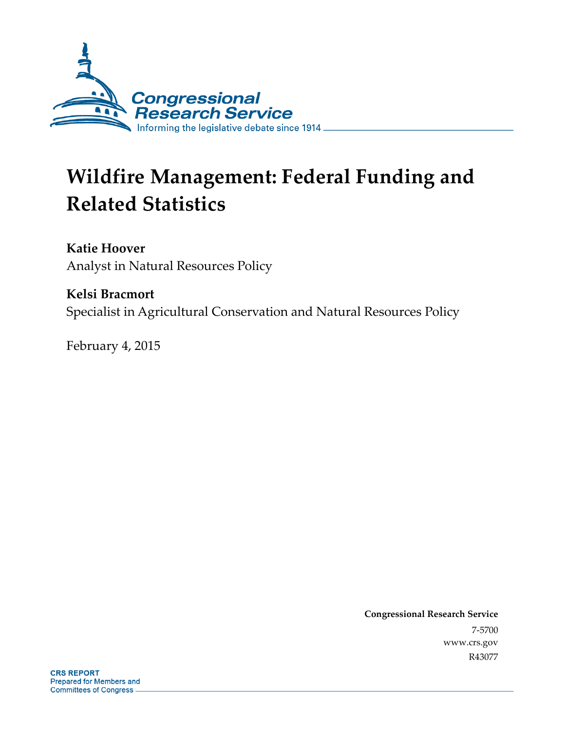Congressional Research Service

Informing the legislative debate since 1914

# Wildfire Management: Federal Funding and Related Statistics

**Katie Hoover**
Analyst in Natural Resources Policy

**Kelsi Bracmort**
Specialist in Agricultural Conservation and Natural Resources Policy

February 4, 2015

**Congressional Research Service**
7-5700
www.crs.gov
R43077

**CRS REPORT**
Prepared for Members and
Committees of Congress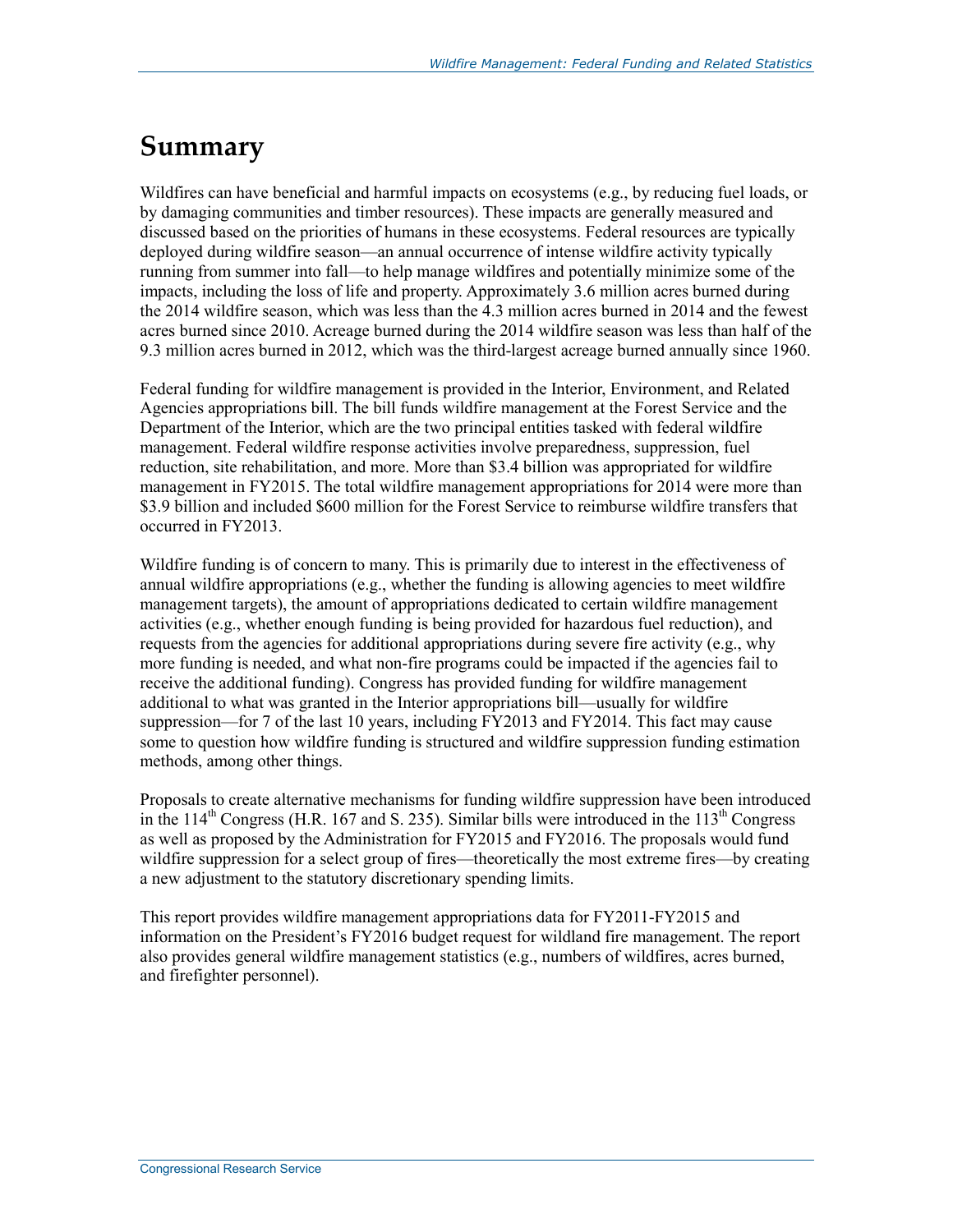# Summary

Wildfires can have beneficial and harmful impacts on ecosystems (e.g., by reducing fuel loads, or by damaging communities and timber resources). These impacts are generally measured and discussed based on the priorities of humans in these ecosystems. Federal resources are typically deployed during wildfire season—an annual occurrence of intense wildfire activity typically running from summer into fall—to help manage wildfires and potentially minimize some of the impacts, including the loss of life and property. Approximately 3.6 million acres burned during the 2014 wildfire season, which was less than the 4.3 million acres burned in 2014 and the fewest acres burned since 2010. Acreage burned during the 2014 wildfire season was less than half of the 9.3 million acres burned in 2012, which was the third-largest acreage burned annually since 1960.

Federal funding for wildfire management is provided in the Interior, Environment, and Related Agencies appropriations bill. The bill funds wildfire management at the Forest Service and the Department of the Interior, which are the two principal entities tasked with federal wildfire management. Federal wildfire response activities involve preparedness, suppression, fuel reduction, site rehabilitation, and more. More than $3.4 billion was appropriated for wildfire management in FY2015. The total wildfire management appropriations for 2014 were more than $3.9 billion and included $600 million for the Forest Service to reimburse wildfire transfers that occurred in FY2013.

Wildfire funding is of concern to many. This is primarily due to interest in the effectiveness of annual wildfire appropriations (e.g., whether the funding is allowing agencies to meet wildfire management targets), the amount of appropriations dedicated to certain wildfire management activities (e.g., whether enough funding is being provided for hazardous fuel reduction), and requests from the agencies for additional appropriations during severe fire activity (e.g., why more funding is needed, and what non-fire programs could be impacted if the agencies fail to receive the additional funding). Congress has provided funding for wildfire management additional to what was granted in the Interior appropriations bill—usually for wildfire suppression—for 7 of the last 10 years, including FY2013 and FY2014. This fact may cause some to question how wildfire funding is structured and wildfire suppression funding estimation methods, among other things.

Proposals to create alternative mechanisms for funding wildfire suppression have been introduced in the 114th Congress (H.R. 167 and S. 235). Similar bills were introduced in the 113th Congress as well as proposed by the Administration for FY2015 and FY2016. The proposals would fund wildfire suppression for a select group of fires—theoretically the most extreme fires—by creating a new adjustment to the statutory discretionary spending limits.

This report provides wildfire management appropriations data for FY2011-FY2015 and information on the President's FY2016 budget request for wildland fire management. The report also provides general wildfire management statistics (e.g., numbers of wildfires, acres burned, and firefighter personnel).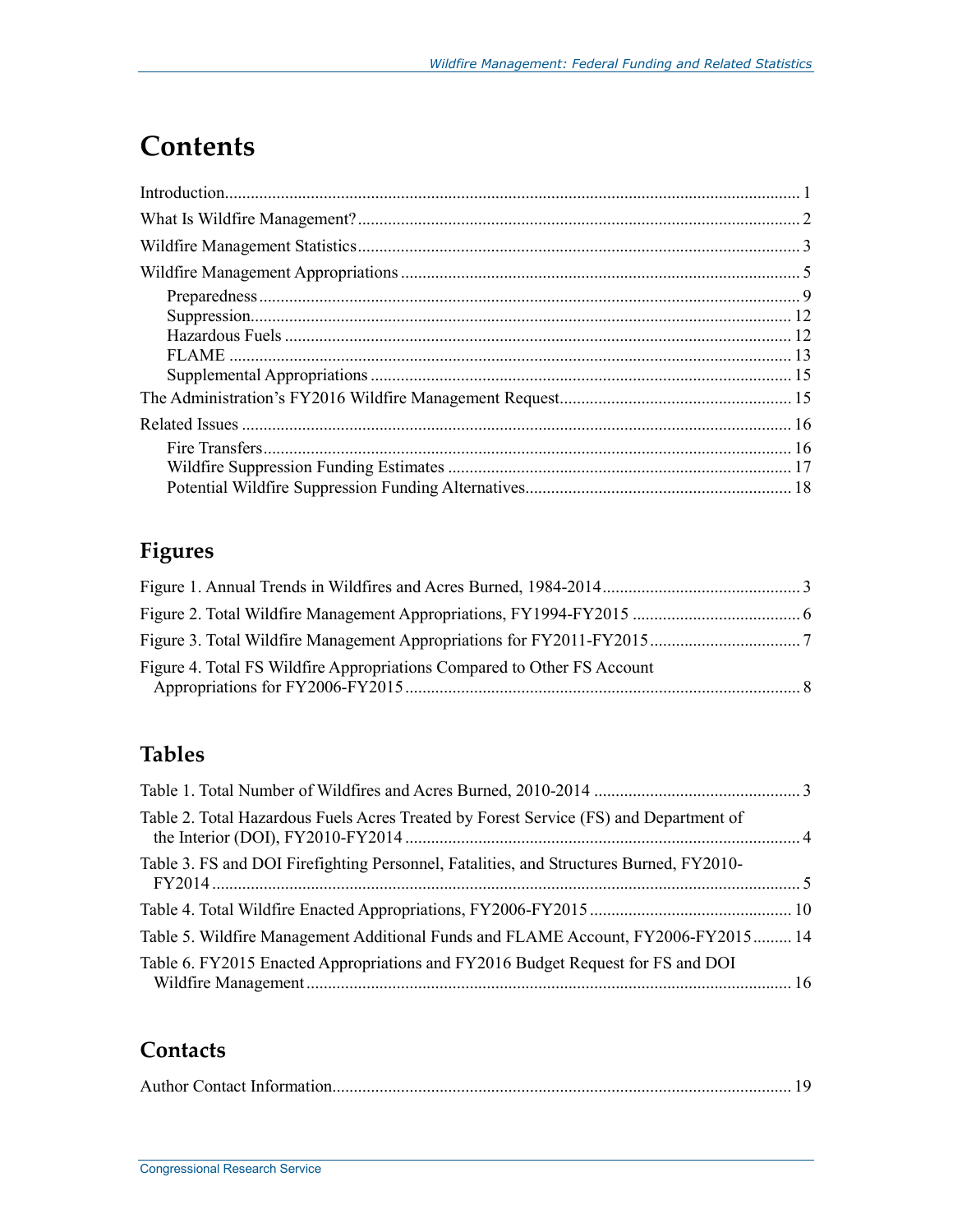# Contents

Introduction .................................................................................................................. 1

What Is Wildfire Management? ....................................................................................... 2

Wildfire Management Statistics ....................................................................................... 3

Wildfire Management Appropriations .............................................................................. 5

- Preparedness ........................................................................................................... 9
- Suppression ............................................................................................................ 12
- Hazardous Fuels .................................................................................................... 12
- FLAME ................................................................................................................. 13
- Supplemental Appropriations ................................................................................. 15

The Administration's FY2016 Wildfire Management Request ...................................... 15

Related Issues .............................................................................................................. 16

- Fire Transfers ......................................................................................................... 16
- Wildfire Suppression Funding Estimates ............................................................... 17
- Potential Wildfire Suppression Funding Alternatives ............................................ 18

## Figures

Figure 1. Annual Trends in Wildfires and Acres Burned, 1984-2014 ............................. 3

Figure 2. Total Wildfire Management Appropriations, FY1994-FY2015 ....................... 6

Figure 3. Total Wildfire Management Appropriations for FY2011-FY2015 .................. 7

Figure 4. Total FS Wildfire Appropriations Compared to Other FS Account Appropriations for FY2006-FY2015 .......................................................................... 8

## Tables

Table 1. Total Number of Wildfires and Acres Burned, 2010-2014 ............................... 3

Table 2. Total Hazardous Fuels Acres Treated by Forest Service (FS) and Department of the Interior (DOI), FY2010-FY2014 .......................................................................... 4

Table 3. FS and DOI Firefighting Personnel, Fatalities, and Structures Burned, FY2010-FY2014 ...................................................................................................................... 5

Table 4. Total Wildfire Enacted Appropriations, FY2006-FY2015 .............................. 10

Table 5. Wildfire Management Additional Funds and FLAME Account, FY2006-FY2015 ......... 14

Table 6. FY2015 Enacted Appropriations and FY2016 Budget Request for FS and DOI Wildfire Management ............................................................................................... 16

## Contacts

Author Contact Information ......................................................................................... 19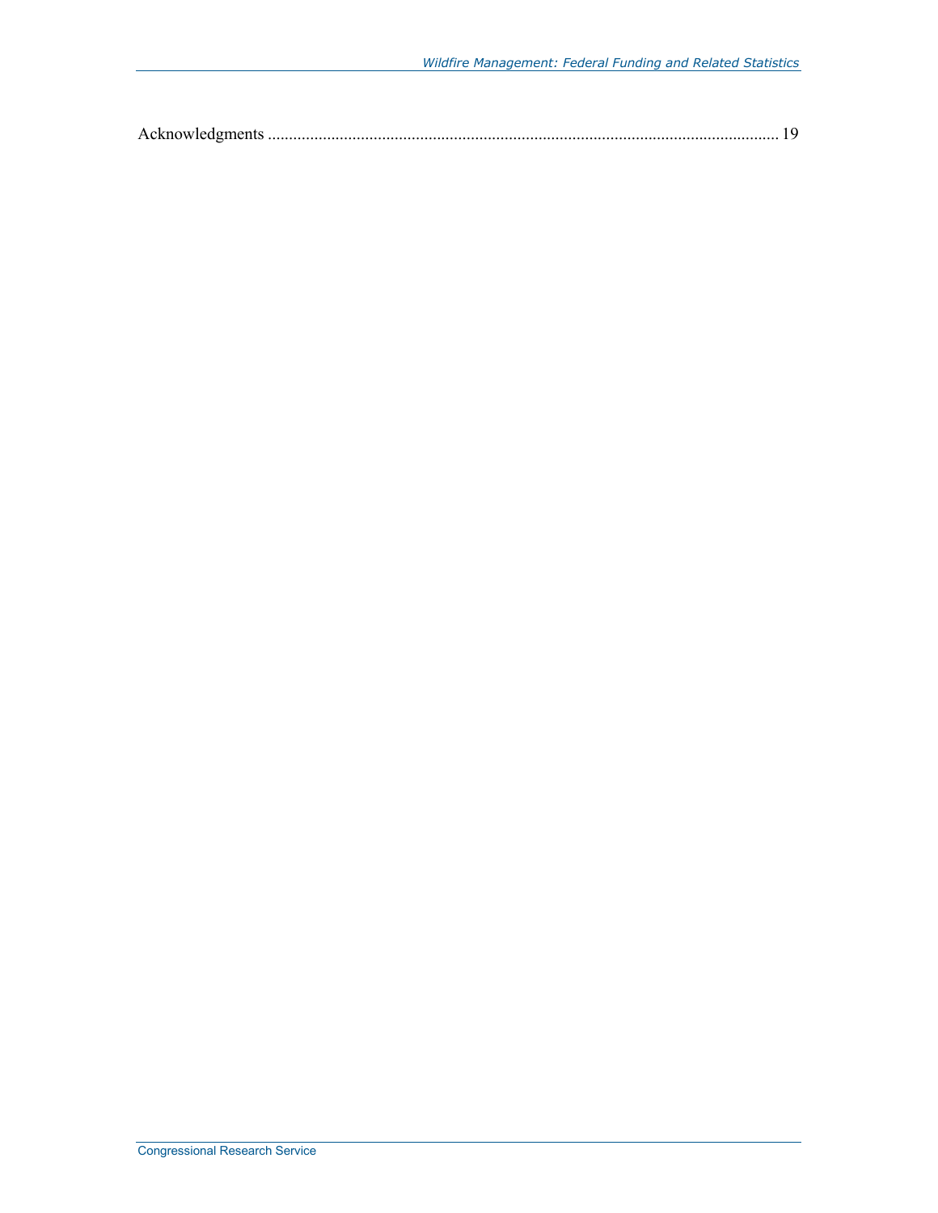Acknowledgments ........................................................................................................................ 19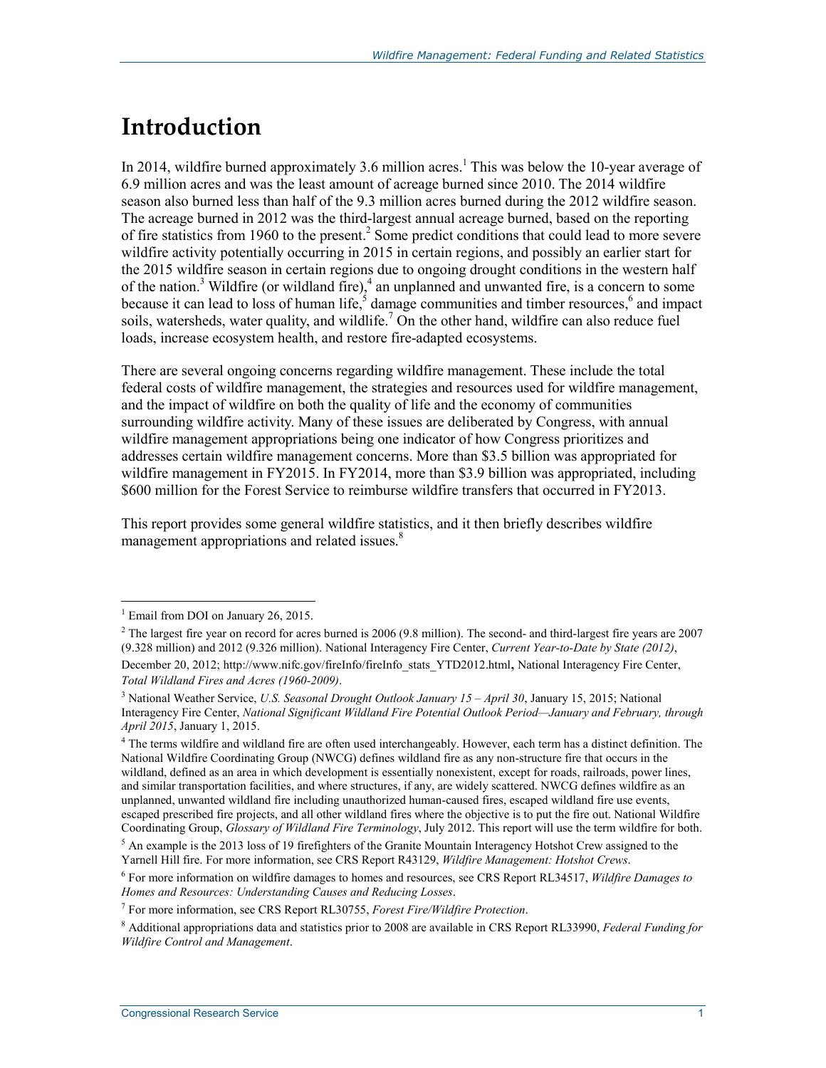# Introduction

In 2014, wildfire burned approximately 3.6 million acres.[1] This was below the 10-year average of 6.9 million acres and was the least amount of acreage burned since 2010. The 2014 wildfire season also burned less than half of the 9.3 million acres burned during the 2012 wildfire season. The acreage burned in 2012 was the third-largest annual acreage burned, based on the reporting of fire statistics from 1960 to the present.[2] Some predict conditions that could lead to more severe wildfire activity potentially occurring in 2015 in certain regions, and possibly an earlier start for the 2015 wildfire season in certain regions due to ongoing drought conditions in the western half of the nation.[3] Wildfire (or wildland fire),[4] an unplanned and unwanted fire, is a concern to some because it can lead to loss of human life,[5] damage communities and timber resources,[6] and impact soils, watersheds, water quality, and wildlife.[7] On the other hand, wildfire can also reduce fuel loads, increase ecosystem health, and restore fire-adapted ecosystems.

There are several ongoing concerns regarding wildfire management. These include the total federal costs of wildfire management, the strategies and resources used for wildfire management, and the impact of wildfire on both the quality of life and the economy of communities surrounding wildfire activity. Many of these issues are deliberated by Congress, with annual wildfire management appropriations being one indicator of how Congress prioritizes and addresses certain wildfire management concerns. More than $3.5 billion was appropriated for wildfire management in FY2015. In FY2014, more than $3.9 billion was appropriated, including $600 million for the Forest Service to reimburse wildfire transfers that occurred in FY2013.

This report provides some general wildfire statistics, and it then briefly describes wildfire management appropriations and related issues.[8]

---

[1] Email from DOI on January 26, 2015.

[2] The largest fire year on record for acres burned is 2006 (9.8 million). The second- and third-largest fire years are 2007 (9.328 million) and 2012 (9.326 million). National Interagency Fire Center, *Current Year-to-Date by State (2012)*, December 20, 2012; http://www.nifc.gov/fireInfo/fireInfo_stats_YTD2012.html, National Interagency Fire Center, *Total Wildland Fires and Acres (1960-2009)*.

[3] National Weather Service, *U.S. Seasonal Drought Outlook January 15 – April 30*, January 15, 2015; National Interagency Fire Center, *National Significant Wildland Fire Potential Outlook Period—January and February, through April 2015*, January 1, 2015.

[4] The terms wildfire and wildland fire are often used interchangeably. However, each term has a distinct definition. The National Wildfire Coordinating Group (NWCG) defines wildland fire as any non-structure fire that occurs in the wildland, defined as an area in which development is essentially nonexistent, except for roads, railroads, power lines, and similar transportation facilities, and where structures, if any, are widely scattered. NWCG defines wildfire as an unplanned, unwanted wildland fire including unauthorized human-caused fires, escaped wildland fire use events, escaped prescribed fire projects, and all other wildland fires where the objective is to put the fire out. National Wildfire Coordinating Group, *Glossary of Wildland Fire Terminology*, July 2012. This report will use the term wildfire for both.

[5] An example is the 2013 loss of 19 firefighters of the Granite Mountain Interagency Hotshot Crew assigned to the Yarnell Hill fire. For more information, see CRS Report R43129, *Wildfire Management: Hotshot Crews*.

[6] For more information on wildfire damages to homes and resources, see CRS Report RL34517, *Wildfire Damages to Homes and Resources: Understanding Causes and Reducing Losses*.

[7] For more information, see CRS Report RL30755, *Forest Fire/Wildfire Protection*.

[8] Additional appropriations data and statistics prior to 2008 are available in CRS Report RL33990, *Federal Funding for Wildfire Control and Management*.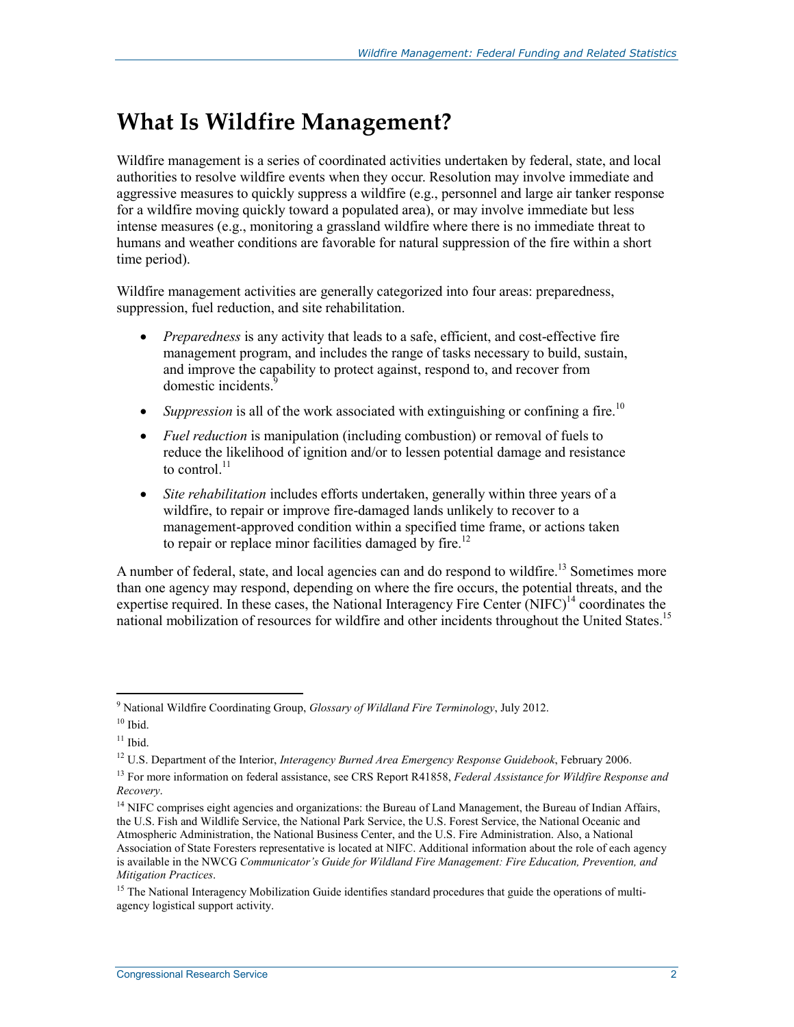# What Is Wildfire Management?

Wildfire management is a series of coordinated activities undertaken by federal, state, and local authorities to resolve wildfire events when they occur. Resolution may involve immediate and aggressive measures to quickly suppress a wildfire (e.g., personnel and large air tanker response for a wildfire moving quickly toward a populated area), or may involve immediate but less intense measures (e.g., monitoring a grassland wildfire where there is no immediate threat to humans and weather conditions are favorable for natural suppression of the fire within a short time period).

Wildfire management activities are generally categorized into four areas: preparedness, suppression, fuel reduction, and site rehabilitation.

- *Preparedness* is any activity that leads to a safe, efficient, and cost-effective fire management program, and includes the range of tasks necessary to build, sustain, and improve the capability to protect against, respond to, and recover from domestic incidents.[9]
- *Suppression* is all of the work associated with extinguishing or confining a fire.[10]
- *Fuel reduction* is manipulation (including combustion) or removal of fuels to reduce the likelihood of ignition and/or to lessen potential damage and resistance to control.[11]
- *Site rehabilitation* includes efforts undertaken, generally within three years of a wildfire, to repair or improve fire-damaged lands unlikely to recover to a management-approved condition within a specified time frame, or actions taken to repair or replace minor facilities damaged by fire.[12]

A number of federal, state, and local agencies can and do respond to wildfire.[13] Sometimes more than one agency may respond, depending on where the fire occurs, the potential threats, and the expertise required. In these cases, the National Interagency Fire Center (NIFC)[14] coordinates the national mobilization of resources for wildfire and other incidents throughout the United States.[15]

---

[9] National Wildfire Coordinating Group, *Glossary of Wildland Fire Terminology*, July 2012.

[10] Ibid.

[11] Ibid.

[12] U.S. Department of the Interior, *Interagency Burned Area Emergency Response Guidebook*, February 2006.

[13] For more information on federal assistance, see CRS Report R41858, *Federal Assistance for Wildfire Response and Recovery*.

[14] NIFC comprises eight agencies and organizations: the Bureau of Land Management, the Bureau of Indian Affairs, the U.S. Fish and Wildlife Service, the National Park Service, the U.S. Forest Service, the National Oceanic and Atmospheric Administration, the National Business Center, and the U.S. Fire Administration. Also, a National Association of State Foresters representative is located at NIFC. Additional information about the role of each agency is available in the NWCG *Communicator's Guide for Wildland Fire Management: Fire Education, Prevention, and Mitigation Practices*.

[15] The National Interagency Mobilization Guide identifies standard procedures that guide the operations of multi-agency logistical support activity.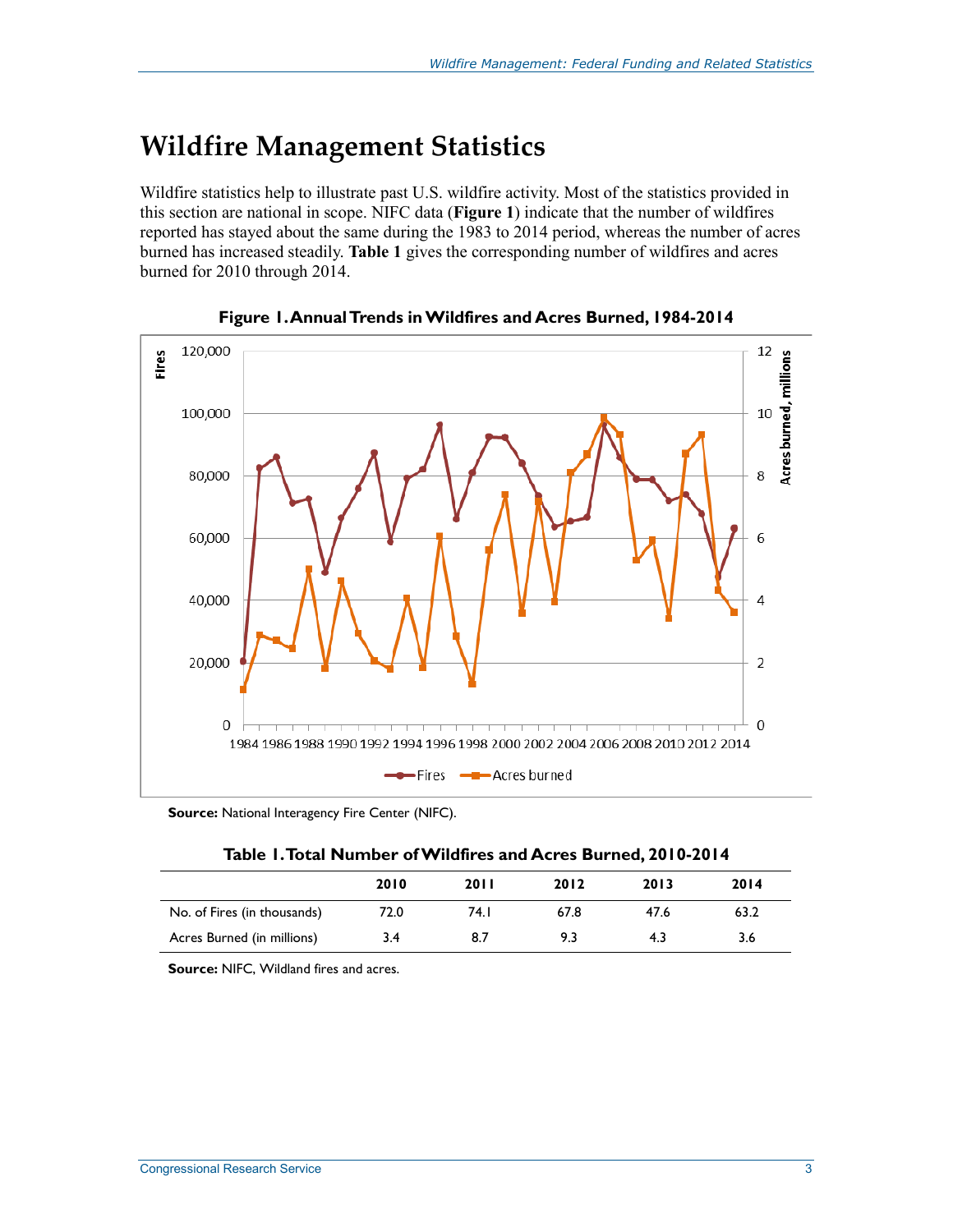# Wildfire Management Statistics

Wildfire statistics help to illustrate past U.S. wildfire activity. Most of the statistics provided in this section are national in scope. NIFC data (**Figure 1**) indicate that the number of wildfires reported has stayed about the same during the 1983 to 2014 period, whereas the number of acres burned has increased steadily. **Table 1** gives the corresponding number of wildfires and acres burned for 2010 through 2014.

**Figure 1. Annual Trends in Wildfires and Acres Burned, 1984-2014**

**Source:** National Interagency Fire Center (NIFC).

**Table 1. Total Number of Wildfires and Acres Burned, 2010-2014**

| | 2010 | 2011 | 2012 | 2013 | 2014 |
|---|---|---|---|---|---|
| No. of Fires (in thousands) | 72.0 | 74.1 | 67.8 | 47.6 | 63.2 |
| Acres Burned (in millions) | 3.4 | 8.7 | 9.3 | 4.3 | 3.6 |

**Source:** NIFC, Wildland fires and acres.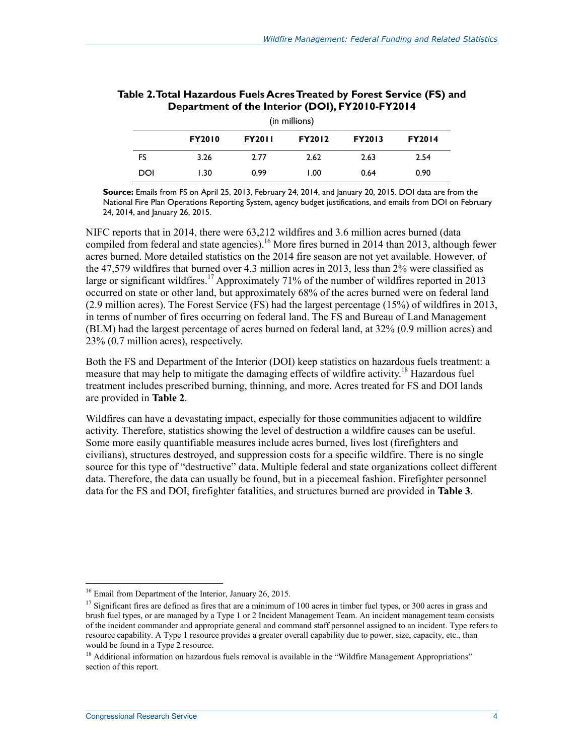**Table 2. Total Hazardous Fuels Acres Treated by Forest Service (FS) and Department of the Interior (DOI), FY2010-FY2014**

(in millions)

| | FY2010 | FY2011 | FY2012 | FY2013 | FY2014 |
|---|---|---|---|---|---|
| FS | 3.26 | 2.77 | 2.62 | 2.63 | 2.54 |
| DOI | 1.30 | 0.99 | 1.00 | 0.64 | 0.90 |

**Source:** Emails from FS on April 25, 2013, February 24, 2014, and January 20, 2015. DOI data are from the National Fire Plan Operations Reporting System, agency budget justifications, and emails from DOI on February 24, 2014, and January 26, 2015.

NIFC reports that in 2014, there were 63,212 wildfires and 3.6 million acres burned (data compiled from federal and state agencies).[16] More fires burned in 2014 than 2013, although fewer acres burned. More detailed statistics on the 2014 fire season are not yet available. However, of the 47,579 wildfires that burned over 4.3 million acres in 2013, less than 2% were classified as large or significant wildfires.[17] Approximately 71% of the number of wildfires reported in 2013 occurred on state or other land, but approximately 68% of the acres burned were on federal land (2.9 million acres). The Forest Service (FS) had the largest percentage (15%) of wildfires in 2013, in terms of number of fires occurring on federal land. The FS and Bureau of Land Management (BLM) had the largest percentage of acres burned on federal land, at 32% (0.9 million acres) and 23% (0.7 million acres), respectively.

Both the FS and Department of the Interior (DOI) keep statistics on hazardous fuels treatment: a measure that may help to mitigate the damaging effects of wildfire activity.[18] Hazardous fuel treatment includes prescribed burning, thinning, and more. Acres treated for FS and DOI lands are provided in **Table 2**.

Wildfires can have a devastating impact, especially for those communities adjacent to wildfire activity. Therefore, statistics showing the level of destruction a wildfire causes can be useful. Some more easily quantifiable measures include acres burned, lives lost (firefighters and civilians), structures destroyed, and suppression costs for a specific wildfire. There is no single source for this type of "destructive" data. Multiple federal and state organizations collect different data. Therefore, the data can usually be found, but in a piecemeal fashion. Firefighter personnel data for the FS and DOI, firefighter fatalities, and structures burned are provided in **Table 3**.

[16] Email from Department of the Interior, January 26, 2015.

[17] Significant fires are defined as fires that are a minimum of 100 acres in timber fuel types, or 300 acres in grass and brush fuel types, or are managed by a Type 1 or 2 Incident Management Team. An incident management team consists of the incident commander and appropriate general and command staff personnel assigned to an incident. Type refers to resource capability. A Type 1 resource provides a greater overall capability due to power, size, capacity, etc., than would be found in a Type 2 resource.

[18] Additional information on hazardous fuels removal is available in the "Wildfire Management Appropriations" section of this report.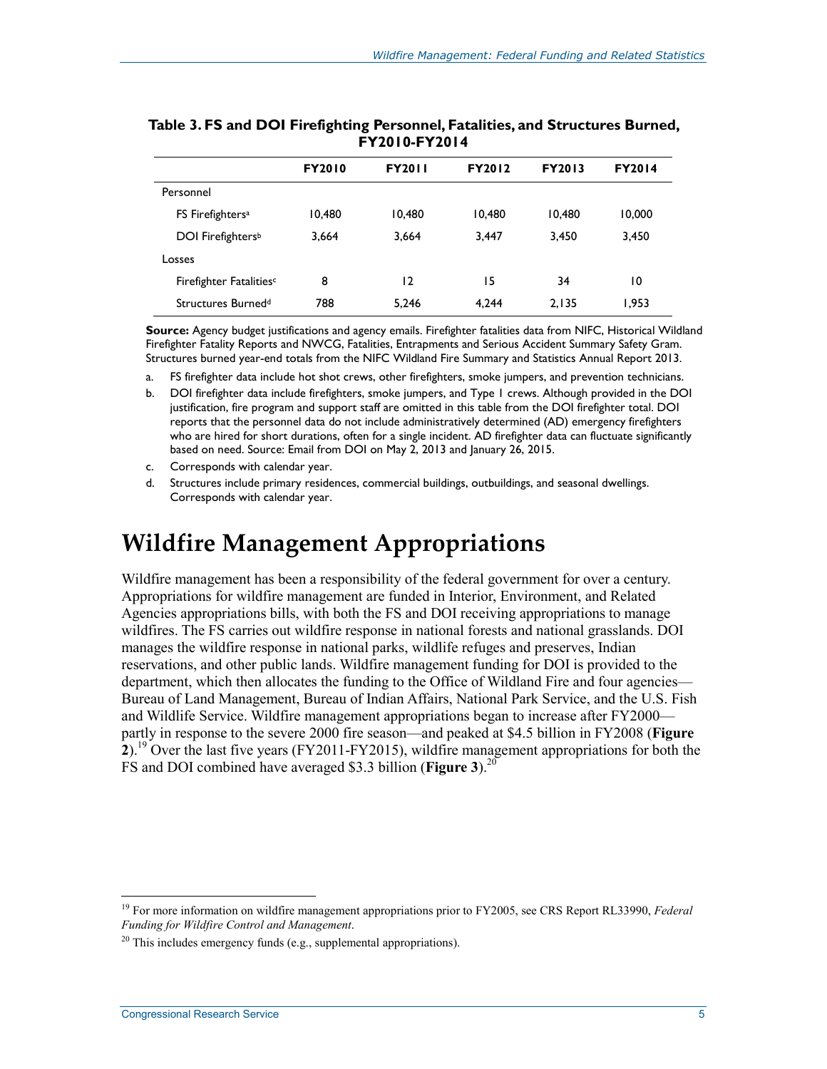**Table 3. FS and DOI Firefighting Personnel, Fatalities, and Structures Burned, FY2010-FY2014**

| | FY2010 | FY2011 | FY2012 | FY2013 | FY2014 |
|---|---|---|---|---|---|
| Personnel | | | | | |
| FS Firefighters[a] | 10,480 | 10,480 | 10,480 | 10,480 | 10,000 |
| DOI Firefighters[b] | 3,664 | 3,664 | 3,447 | 3,450 | 3,450 |
| Losses | | | | | |
| Firefighter Fatalities[c] | 8 | 12 | 15 | 34 | 10 |
| Structures Burned[d] | 788 | 5,246 | 4,244 | 2,135 | 1,953 |

**Source:** Agency budget justifications and agency emails. Firefighter fatalities data from NIFC, Historical Wildland Firefighter Fatality Reports and NWCG, Fatalities, Entrapments and Serious Accident Summary Safety Gram. Structures burned year-end totals from the NIFC Wildland Fire Summary and Statistics Annual Report 2013.

a. FS firefighter data include hot shot crews, other firefighters, smoke jumpers, and prevention technicians.

b. DOI firefighter data include firefighters, smoke jumpers, and Type 1 crews. Although provided in the DOI justification, fire program and support staff are omitted in this table from the DOI firefighter total. DOI reports that the personnel data do not include administratively determined (AD) emergency firefighters who are hired for short durations, often for a single incident. AD firefighter data can fluctuate significantly based on need. Source: Email from DOI on May 2, 2013 and January 26, 2015.

c. Corresponds with calendar year.

d. Structures include primary residences, commercial buildings, outbuildings, and seasonal dwellings. Corresponds with calendar year.

# Wildfire Management Appropriations

Wildfire management has been a responsibility of the federal government for over a century. Appropriations for wildfire management are funded in Interior, Environment, and Related Agencies appropriations bills, with both the FS and DOI receiving appropriations to manage wildfires. The FS carries out wildfire response in national forests and national grasslands. DOI manages the wildfire response in national parks, wildlife refuges and preserves, Indian reservations, and other public lands. Wildfire management funding for DOI is provided to the department, which then allocates the funding to the Office of Wildland Fire and four agencies—Bureau of Land Management, Bureau of Indian Affairs, National Park Service, and the U.S. Fish and Wildlife Service. Wildfire management appropriations began to increase after FY2000—partly in response to the severe 2000 fire season—and peaked at $4.5 billion in FY2008 (**Figure 2**).[19] Over the last five years (FY2011-FY2015), wildfire management appropriations for both the FS and DOI combined have averaged $3.3 billion (**Figure 3**).[20]

[19] For more information on wildfire management appropriations prior to FY2005, see CRS Report RL33990, *Federal Funding for Wildfire Control and Management*.

[20] This includes emergency funds (e.g., supplemental appropriations).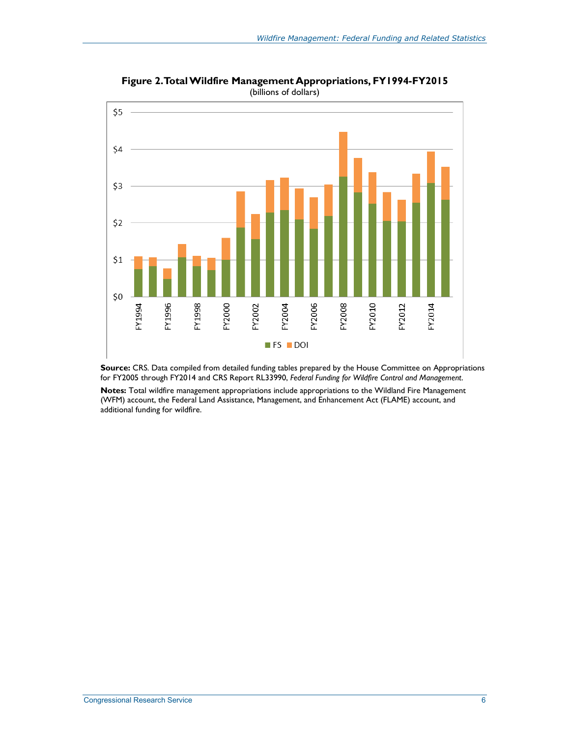**Figure 2. Total Wildfire Management Appropriations, FY1994-FY2015**

(billions of dollars)

**Source:** CRS. Data compiled from detailed funding tables prepared by the House Committee on Appropriations for FY2005 through FY2014 and CRS Report RL33990, *Federal Funding for Wildfire Control and Management*.

**Notes:** Total wildfire management appropriations include appropriations to the Wildland Fire Management (WFM) account, the Federal Land Assistance, Management, and Enhancement Act (FLAME) account, and additional funding for wildfire.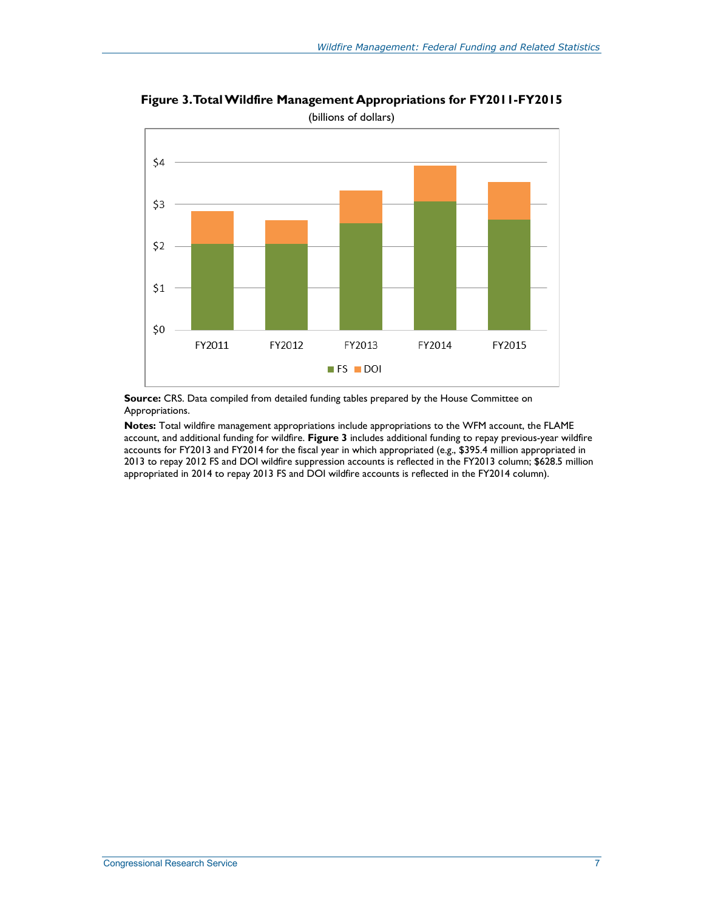**Figure 3. Total Wildfire Management Appropriations for FY2011-FY2015**

(billions of dollars)

**Source:** CRS. Data compiled from detailed funding tables prepared by the House Committee on Appropriations.

**Notes:** Total wildfire management appropriations include appropriations to the WFM account, the FLAME account, and additional funding for wildfire. **Figure 3** includes additional funding to repay previous-year wildfire accounts for FY2013 and FY2014 for the fiscal year in which appropriated (e.g., $395.4 million appropriated in 2013 to repay 2012 FS and DOI wildfire suppression accounts is reflected in the FY2013 column; $628.5 million appropriated in 2014 to repay 2013 FS and DOI wildfire accounts is reflected in the FY2014 column).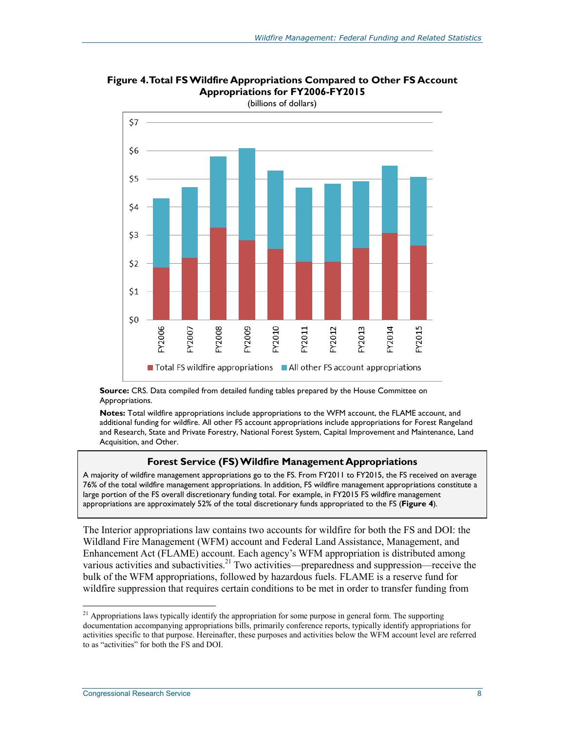**Figure 4. Total FS Wildfire Appropriations Compared to Other FS Account Appropriations for FY2006-FY2015**

(billions of dollars)

**Source:** CRS. Data compiled from detailed funding tables prepared by the House Committee on Appropriations.

**Notes:** Total wildfire appropriations include appropriations to the WFM account, the FLAME account, and additional funding for wildfire. All other FS account appropriations include appropriations for Forest Rangeland and Research, State and Private Forestry, National Forest System, Capital Improvement and Maintenance, Land Acquisition, and Other.

### Forest Service (FS) Wildfire Management Appropriations

A majority of wildfire management appropriations go to the FS. From FY2011 to FY2015, the FS received on average 76% of the total wildfire management appropriations. In addition, FS wildfire management appropriations constitute a large portion of the FS overall discretionary funding total. For example, in FY2015 FS wildfire management appropriations are approximately 52% of the total discretionary funds appropriated to the FS (**Figure 4**).

The Interior appropriations law contains two accounts for wildfire for both the FS and DOI: the Wildland Fire Management (WFM) account and Federal Land Assistance, Management, and Enhancement Act (FLAME) account. Each agency's WFM appropriation is distributed among various activities and subactivities.[21] Two activities—preparedness and suppression—receive the bulk of the WFM appropriations, followed by hazardous fuels. FLAME is a reserve fund for wildfire suppression that requires certain conditions to be met in order to transfer funding from

[21] Appropriations laws typically identify the appropriation for some purpose in general form. The supporting documentation accompanying appropriations bills, primarily conference reports, typically identify appropriations for activities specific to that purpose. Hereinafter, these purposes and activities below the WFM account level are referred to as "activities" for both the FS and DOI.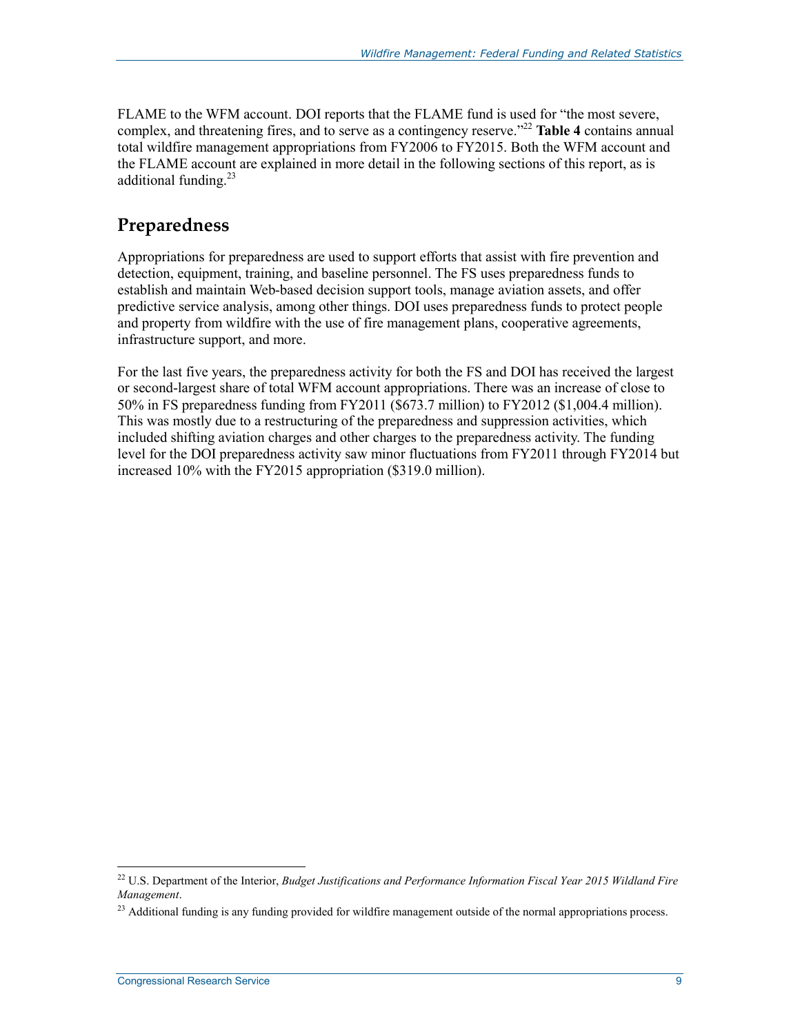FLAME to the WFM account. DOI reports that the FLAME fund is used for "the most severe, complex, and threatening fires, and to serve as a contingency reserve."[22] **Table 4** contains annual total wildfire management appropriations from FY2006 to FY2015. Both the WFM account and the FLAME account are explained in more detail in the following sections of this report, as is additional funding.[23]

## Preparedness

Appropriations for preparedness are used to support efforts that assist with fire prevention and detection, equipment, training, and baseline personnel. The FS uses preparedness funds to establish and maintain Web-based decision support tools, manage aviation assets, and offer predictive service analysis, among other things. DOI uses preparedness funds to protect people and property from wildfire with the use of fire management plans, cooperative agreements, infrastructure support, and more.

For the last five years, the preparedness activity for both the FS and DOI has received the largest or second-largest share of total WFM account appropriations. There was an increase of close to 50% in FS preparedness funding from FY2011 ($673.7 million) to FY2012 ($1,004.4 million). This was mostly due to a restructuring of the preparedness and suppression activities, which included shifting aviation charges and other charges to the preparedness activity. The funding level for the DOI preparedness activity saw minor fluctuations from FY2011 through FY2014 but increased 10% with the FY2015 appropriation ($319.0 million).

---

[22] U.S. Department of the Interior, *Budget Justifications and Performance Information Fiscal Year 2015 Wildland Fire Management*.

[23] Additional funding is any funding provided for wildfire management outside of the normal appropriations process.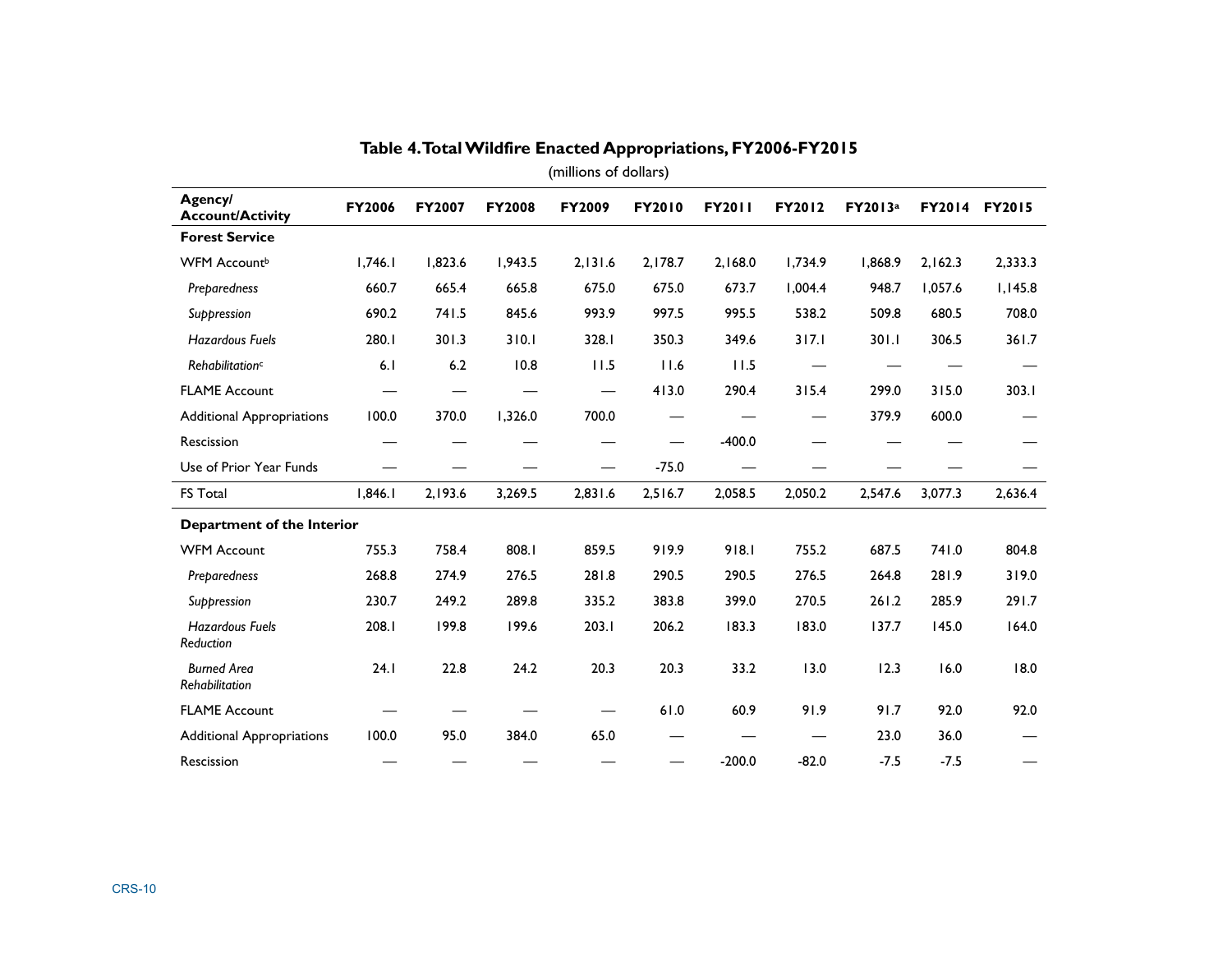**Table 4. Total Wildfire Enacted Appropriations, FY2006-FY2015**

(millions of dollars)

| Agency/ Account/Activity | FY2006 | FY2007 | FY2008 | FY2009 | FY2010 | FY2011 | FY2012 | FY2013[a] | FY2014 | FY2015 |
|---|---|---|---|---|---|---|---|---|---|---|
| **Forest Service** | | | | | | | | | | |
| WFM Account[b] | 1,746.1 | 1,823.6 | 1,943.5 | 2,131.6 | 2,178.7 | 2,168.0 | 1,734.9 | 1,868.9 | 2,162.3 | 2,333.3 |
| *Preparedness* | 660.7 | 665.4 | 665.8 | 675.0 | 675.0 | 673.7 | 1,004.4 | 948.7 | 1,057.6 | 1,145.8 |
| *Suppression* | 690.2 | 741.5 | 845.6 | 993.9 | 997.5 | 995.5 | 538.2 | 509.8 | 680.5 | 708.0 |
| *Hazardous Fuels* | 280.1 | 301.3 | 310.1 | 328.1 | 350.3 | 349.6 | 317.1 | 301.1 | 306.5 | 361.7 |
| *Rehabilitation*[c] | 6.1 | 6.2 | 10.8 | 11.5 | 11.6 | 11.5 | — | — | — | — |
| FLAME Account | — | — | — | — | 413.0 | 290.4 | 315.4 | 299.0 | 315.0 | 303.1 |
| Additional Appropriations | 100.0 | 370.0 | 1,326.0 | 700.0 | — | — | — | 379.9 | 600.0 | — |
| Rescission | — | — | — | — | — | -400.0 | — | — | — | — |
| Use of Prior Year Funds | — | — | — | — | -75.0 | — | — | — | — | — |
| FS Total | 1,846.1 | 2,193.6 | 3,269.5 | 2,831.6 | 2,516.7 | 2,058.5 | 2,050.2 | 2,547.6 | 3,077.3 | 2,636.4 |
| **Department of the Interior** | | | | | | | | | | |
| WFM Account | 755.3 | 758.4 | 808.1 | 859.5 | 919.9 | 918.1 | 755.2 | 687.5 | 741.0 | 804.8 |
| *Preparedness* | 268.8 | 274.9 | 276.5 | 281.8 | 290.5 | 290.5 | 276.5 | 264.8 | 281.9 | 319.0 |
| *Suppression* | 230.7 | 249.2 | 289.8 | 335.2 | 383.8 | 399.0 | 270.5 | 261.2 | 285.9 | 291.7 |
| *Hazardous Fuels Reduction* | 208.1 | 199.8 | 199.6 | 203.1 | 206.2 | 183.3 | 183.0 | 137.7 | 145.0 | 164.0 |
| *Burned Area Rehabilitation* | 24.1 | 22.8 | 24.2 | 20.3 | 20.3 | 33.2 | 13.0 | 12.3 | 16.0 | 18.0 |
| FLAME Account | — | — | — | — | 61.0 | 60.9 | 91.9 | 91.7 | 92.0 | 92.0 |
| Additional Appropriations | 100.0 | 95.0 | 384.0 | 65.0 | — | — | — | 23.0 | 36.0 | — |
| Rescission | — | — | — | — | — | -200.0 | -82.0 | -7.5 | -7.5 | — |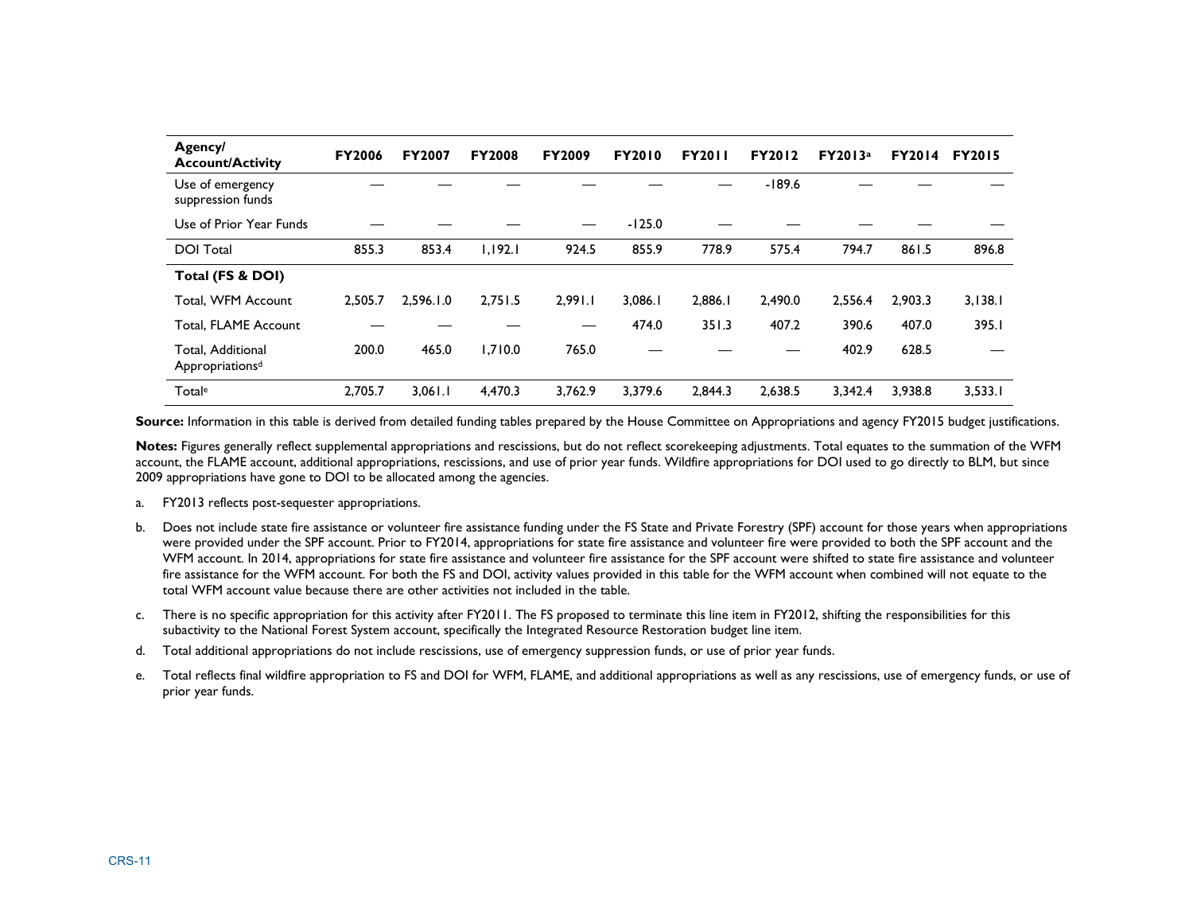| Agency/ Account/Activity | FY2006 | FY2007 | FY2008 | FY2009 | FY2010 | FY2011 | FY2012 | FY2013[a] | FY2014 | FY2015 |
|---|---|---|---|---|---|---|---|---|---|---|
| Use of emergency suppression funds | — | — | — | — | — | — | -189.6 | — | — | — |
| Use of Prior Year Funds | — | — | — | — | -125.0 | — | — | — | — | — |
| DOI Total | 855.3 | 853.4 | 1,192.1 | 924.5 | 855.9 | 778.9 | 575.4 | 794.7 | 861.5 | 896.8 |
| **Total (FS & DOI)** | | | | | | | | | | |
| Total, WFM Account | 2,505.7 | 2,596.1.0 | 2,751.5 | 2,991.1 | 3,086.1 | 2,886.1 | 2,490.0 | 2,556.4 | 2,903.3 | 3,138.1 |
| Total, FLAME Account | — | — | — | — | 474.0 | 351.3 | 407.2 | 390.6 | 407.0 | 395.1 |
| Total, Additional Appropriations[d] | 200.0 | 465.0 | 1,710.0 | 765.0 | — | — | — | 402.9 | 628.5 | — |
| Total[e] | 2,705.7 | 3,061.1 | 4,470.3 | 3,762.9 | 3,379.6 | 2,844.3 | 2,638.5 | 3,342.4 | 3,938.8 | 3,533.1 |

**Source:** Information in this table is derived from detailed funding tables prepared by the House Committee on Appropriations and agency FY2015 budget justifications.

**Notes:** Figures generally reflect supplemental appropriations and rescissions, but do not reflect scorekeeping adjustments. Total equates to the summation of the WFM account, the FLAME account, additional appropriations, rescissions, and use of prior year funds. Wildfire appropriations for DOI used to go directly to BLM, but since 2009 appropriations have gone to DOI to be allocated among the agencies.

a. FY2013 reflects post-sequester appropriations.

b. Does not include state fire assistance or volunteer fire assistance funding under the FS State and Private Forestry (SPF) account for those years when appropriations were provided under the SPF account. Prior to FY2014, appropriations for state fire assistance and volunteer fire were provided to both the SPF account and the WFM account. In 2014, appropriations for state fire assistance and volunteer fire assistance for the SPF account were shifted to state fire assistance and volunteer fire assistance for the WFM account. For both the FS and DOI, activity values provided in this table for the WFM account when combined will not equate to the total WFM account value because there are other activities not included in the table.

c. There is no specific appropriation for this activity after FY2011. The FS proposed to terminate this line item in FY2012, shifting the responsibilities for this subactivity to the National Forest System account, specifically the Integrated Resource Restoration budget line item.

d. Total additional appropriations do not include rescissions, use of emergency suppression funds, or use of prior year funds.

e. Total reflects final wildfire appropriation to FS and DOI for WFM, FLAME, and additional appropriations as well as any rescissions, use of emergency funds, or use of prior year funds.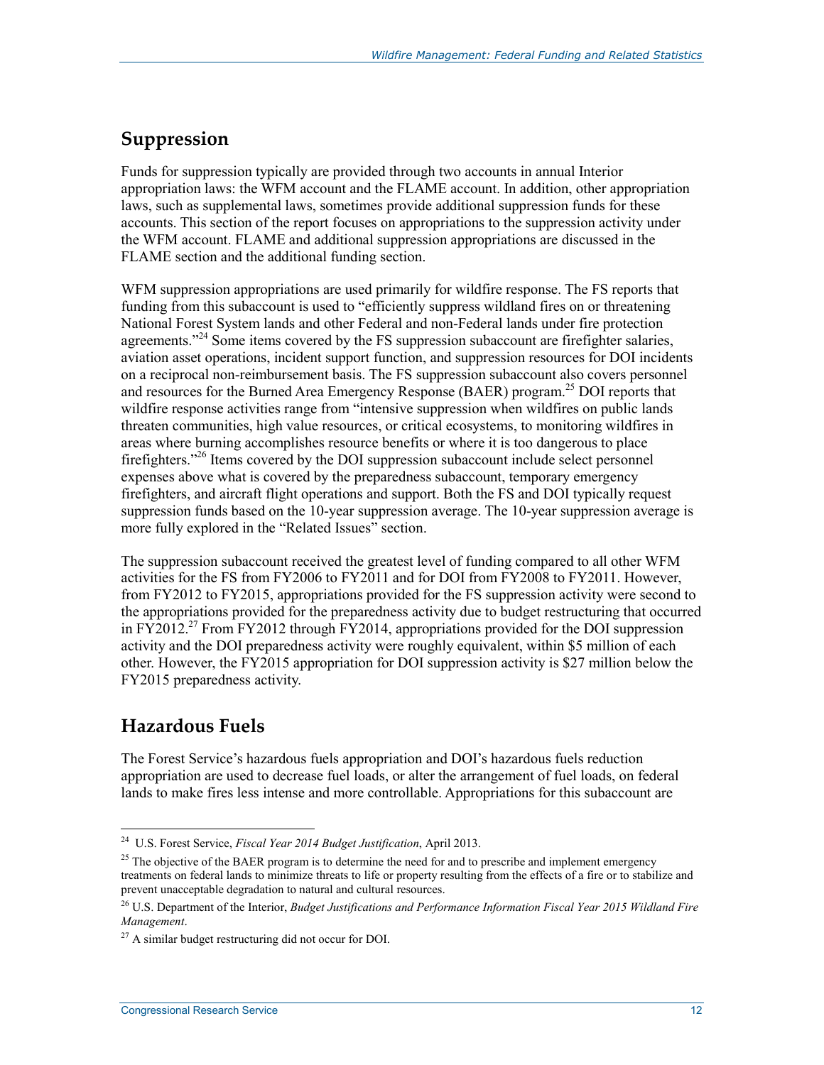## Suppression

Funds for suppression typically are provided through two accounts in annual Interior appropriation laws: the WFM account and the FLAME account. In addition, other appropriation laws, such as supplemental laws, sometimes provide additional suppression funds for these accounts. This section of the report focuses on appropriations to the suppression activity under the WFM account. FLAME and additional suppression appropriations are discussed in the FLAME section and the additional funding section.

WFM suppression appropriations are used primarily for wildfire response. The FS reports that funding from this subaccount is used to "efficiently suppress wildland fires on or threatening National Forest System lands and other Federal and non-Federal lands under fire protection agreements."[24] Some items covered by the FS suppression subaccount are firefighter salaries, aviation asset operations, incident support function, and suppression resources for DOI incidents on a reciprocal non-reimbursement basis. The FS suppression subaccount also covers personnel and resources for the Burned Area Emergency Response (BAER) program.[25] DOI reports that wildfire response activities range from "intensive suppression when wildfires on public lands threaten communities, high value resources, or critical ecosystems, to monitoring wildfires in areas where burning accomplishes resource benefits or where it is too dangerous to place firefighters."[26] Items covered by the DOI suppression subaccount include select personnel expenses above what is covered by the preparedness subaccount, temporary emergency firefighters, and aircraft flight operations and support. Both the FS and DOI typically request suppression funds based on the 10-year suppression average. The 10-year suppression average is more fully explored in the "Related Issues" section.

The suppression subaccount received the greatest level of funding compared to all other WFM activities for the FS from FY2006 to FY2011 and for DOI from FY2008 to FY2011. However, from FY2012 to FY2015, appropriations provided for the FS suppression activity were second to the appropriations provided for the preparedness activity due to budget restructuring that occurred in FY2012.[27] From FY2012 through FY2014, appropriations provided for the DOI suppression activity and the DOI preparedness activity were roughly equivalent, within $5 million of each other. However, the FY2015 appropriation for DOI suppression activity is $27 million below the FY2015 preparedness activity.

## Hazardous Fuels

The Forest Service's hazardous fuels appropriation and DOI's hazardous fuels reduction appropriation are used to decrease fuel loads, or alter the arrangement of fuel loads, on federal lands to make fires less intense and more controllable. Appropriations for this subaccount are

---

[24] U.S. Forest Service, *Fiscal Year 2014 Budget Justification*, April 2013.

[25] The objective of the BAER program is to determine the need for and to prescribe and implement emergency treatments on federal lands to minimize threats to life or property resulting from the effects of a fire or to stabilize and prevent unacceptable degradation to natural and cultural resources.

[26] U.S. Department of the Interior, *Budget Justifications and Performance Information Fiscal Year 2015 Wildland Fire Management*.

[27] A similar budget restructuring did not occur for DOI.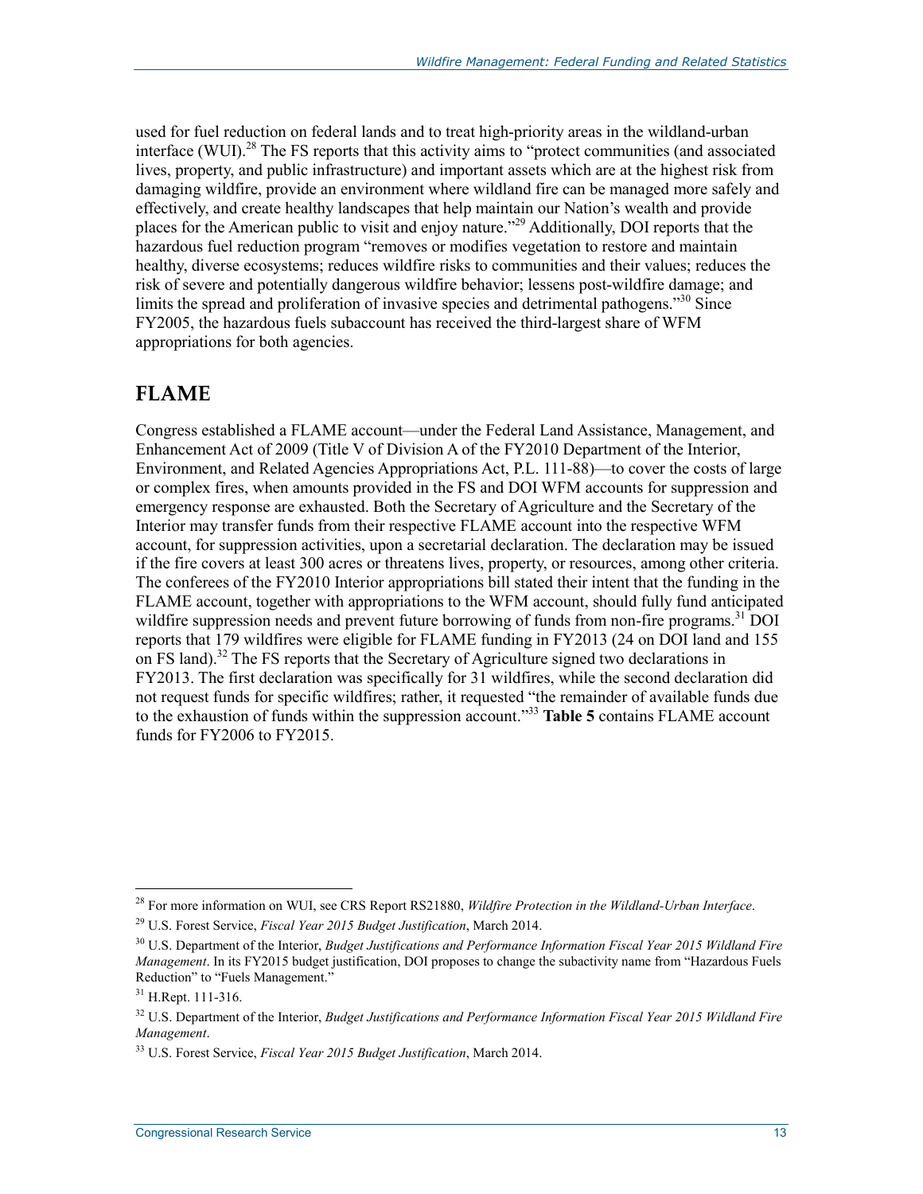used for fuel reduction on federal lands and to treat high-priority areas in the wildland-urban interface (WUI).[28] The FS reports that this activity aims to "protect communities (and associated lives, property, and public infrastructure) and important assets which are at the highest risk from damaging wildfire, provide an environment where wildland fire can be managed more safely and effectively, and create healthy landscapes that help maintain our Nation's wealth and provide places for the American public to visit and enjoy nature."[29] Additionally, DOI reports that the hazardous fuel reduction program "removes or modifies vegetation to restore and maintain healthy, diverse ecosystems; reduces wildfire risks to communities and their values; reduces the risk of severe and potentially dangerous wildfire behavior; lessens post-wildfire damage; and limits the spread and proliferation of invasive species and detrimental pathogens."[30] Since FY2005, the hazardous fuels subaccount has received the third-largest share of WFM appropriations for both agencies.

## FLAME

Congress established a FLAME account—under the Federal Land Assistance, Management, and Enhancement Act of 2009 (Title V of Division A of the FY2010 Department of the Interior, Environment, and Related Agencies Appropriations Act, P.L. 111-88)—to cover the costs of large or complex fires, when amounts provided in the FS and DOI WFM accounts for suppression and emergency response are exhausted. Both the Secretary of Agriculture and the Secretary of the Interior may transfer funds from their respective FLAME account into the respective WFM account, for suppression activities, upon a secretarial declaration. The declaration may be issued if the fire covers at least 300 acres or threatens lives, property, or resources, among other criteria. The conferees of the FY2010 Interior appropriations bill stated their intent that the funding in the FLAME account, together with appropriations to the WFM account, should fully fund anticipated wildfire suppression needs and prevent future borrowing of funds from non-fire programs.[31] DOI reports that 179 wildfires were eligible for FLAME funding in FY2013 (24 on DOI land and 155 on FS land).[32] The FS reports that the Secretary of Agriculture signed two declarations in FY2013. The first declaration was specifically for 31 wildfires, while the second declaration did not request funds for specific wildfires; rather, it requested "the remainder of available funds due to the exhaustion of funds within the suppression account."[33] **Table 5** contains FLAME account funds for FY2006 to FY2015.

---

[28] For more information on WUI, see CRS Report RS21880, *Wildfire Protection in the Wildland-Urban Interface*.

[29] U.S. Forest Service, *Fiscal Year 2015 Budget Justification*, March 2014.

[30] U.S. Department of the Interior, *Budget Justifications and Performance Information Fiscal Year 2015 Wildland Fire Management*. In its FY2015 budget justification, DOI proposes to change the subactivity name from "Hazardous Fuels Reduction" to "Fuels Management."

[31] H.Rept. 111-316.

[32] U.S. Department of the Interior, *Budget Justifications and Performance Information Fiscal Year 2015 Wildland Fire Management*.

[33] U.S. Forest Service, *Fiscal Year 2015 Budget Justification*, March 2014.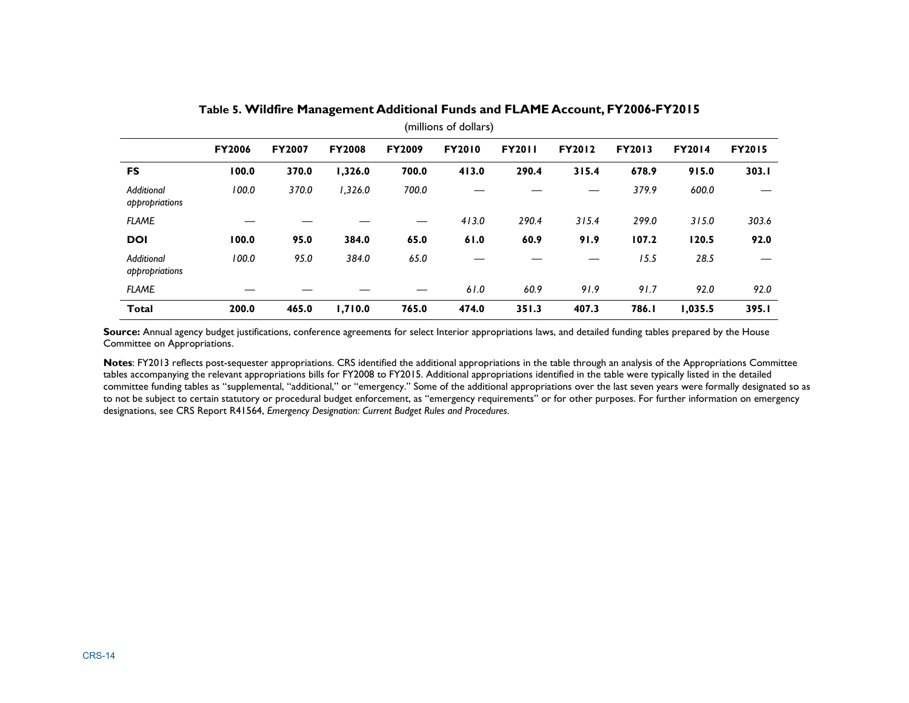**Table 5. Wildfire Management Additional Funds and FLAME Account, FY2006-FY2015**

(millions of dollars)

| | FY2006 | FY2007 | FY2008 | FY2009 | FY2010 | FY2011 | FY2012 | FY2013 | FY2014 | FY2015 |
|---|---|---|---|---|---|---|---|---|---|---|
| **FS** | **100.0** | **370.0** | **1,326.0** | **700.0** | **413.0** | **290.4** | **315.4** | **678.9** | **915.0** | **303.1** |
| *Additional appropriations* | *100.0* | *370.0* | *1,326.0* | *700.0* | — | — | — | *379.9* | *600.0* | — |
| *FLAME* | — | — | — | — | *413.0* | *290.4* | *315.4* | *299.0* | *315.0* | *303.6* |
| **DOI** | **100.0** | **95.0** | **384.0** | **65.0** | **61.0** | **60.9** | **91.9** | **107.2** | **120.5** | **92.0** |
| *Additional appropriations* | *100.0* | *95.0* | *384.0* | *65.0* | — | — | — | *15.5* | *28.5* | — |
| *FLAME* | — | — | — | — | *61.0* | *60.9* | *91.9* | *91.7* | *92.0* | *92.0* |
| **Total** | **200.0** | **465.0** | **1,710.0** | **765.0** | **474.0** | **351.3** | **407.3** | **786.1** | **1,035.5** | **395.1** |

**Source:** Annual agency budget justifications, conference agreements for select Interior appropriations laws, and detailed funding tables prepared by the House Committee on Appropriations.

**Notes**: FY2013 reflects post-sequester appropriations. CRS identified the additional appropriations in the table through an analysis of the Appropriations Committee tables accompanying the relevant appropriations bills for FY2008 to FY2015. Additional appropriations identified in the table were typically listed in the detailed committee funding tables as "supplemental, "additional," or "emergency." Some of the additional appropriations over the last seven years were formally designated so as to not be subject to certain statutory or procedural budget enforcement, as "emergency requirements" or for other purposes. For further information on emergency designations, see CRS Report R41564, *Emergency Designation: Current Budget Rules and Procedures*.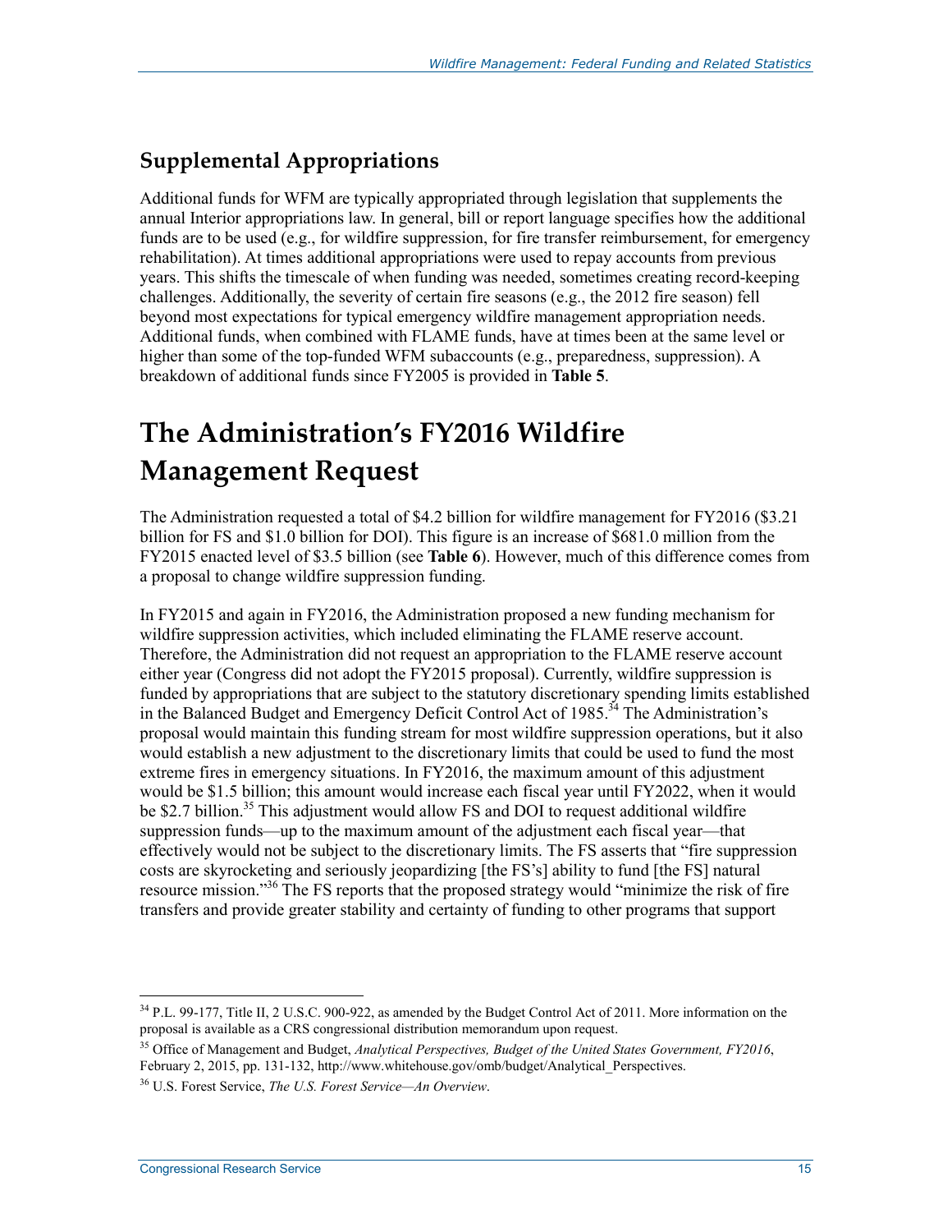## Supplemental Appropriations

Additional funds for WFM are typically appropriated through legislation that supplements the annual Interior appropriations law. In general, bill or report language specifies how the additional funds are to be used (e.g., for wildfire suppression, for fire transfer reimbursement, for emergency rehabilitation). At times additional appropriations were used to repay accounts from previous years. This shifts the timescale of when funding was needed, sometimes creating record-keeping challenges. Additionally, the severity of certain fire seasons (e.g., the 2012 fire season) fell beyond most expectations for typical emergency wildfire management appropriation needs. Additional funds, when combined with FLAME funds, have at times been at the same level or higher than some of the top-funded WFM subaccounts (e.g., preparedness, suppression). A breakdown of additional funds since FY2005 is provided in **Table 5**.

# The Administration's FY2016 Wildfire Management Request

The Administration requested a total of $4.2 billion for wildfire management for FY2016 ($3.21 billion for FS and $1.0 billion for DOI). This figure is an increase of $681.0 million from the FY2015 enacted level of $3.5 billion (see **Table 6**). However, much of this difference comes from a proposal to change wildfire suppression funding.

In FY2015 and again in FY2016, the Administration proposed a new funding mechanism for wildfire suppression activities, which included eliminating the FLAME reserve account. Therefore, the Administration did not request an appropriation to the FLAME reserve account either year (Congress did not adopt the FY2015 proposal). Currently, wildfire suppression is funded by appropriations that are subject to the statutory discretionary spending limits established in the Balanced Budget and Emergency Deficit Control Act of 1985.[34] The Administration's proposal would maintain this funding stream for most wildfire suppression operations, but it also would establish a new adjustment to the discretionary limits that could be used to fund the most extreme fires in emergency situations. In FY2016, the maximum amount of this adjustment would be $1.5 billion; this amount would increase each fiscal year until FY2022, when it would be $2.7 billion.[35] This adjustment would allow FS and DOI to request additional wildfire suppression funds—up to the maximum amount of the adjustment each fiscal year—that effectively would not be subject to the discretionary limits. The FS asserts that "fire suppression costs are skyrocketing and seriously jeopardizing [the FS's] ability to fund [the FS] natural resource mission."[36] The FS reports that the proposed strategy would "minimize the risk of fire transfers and provide greater stability and certainty of funding to other programs that support

---

[34] P.L. 99-177, Title II, 2 U.S.C. 900-922, as amended by the Budget Control Act of 2011. More information on the proposal is available as a CRS congressional distribution memorandum upon request.

[35] Office of Management and Budget, *Analytical Perspectives, Budget of the United States Government, FY2016*, February 2, 2015, pp. 131-132, http://www.whitehouse.gov/omb/budget/Analytical_Perspectives.

[36] U.S. Forest Service, *The U.S. Forest Service—An Overview*.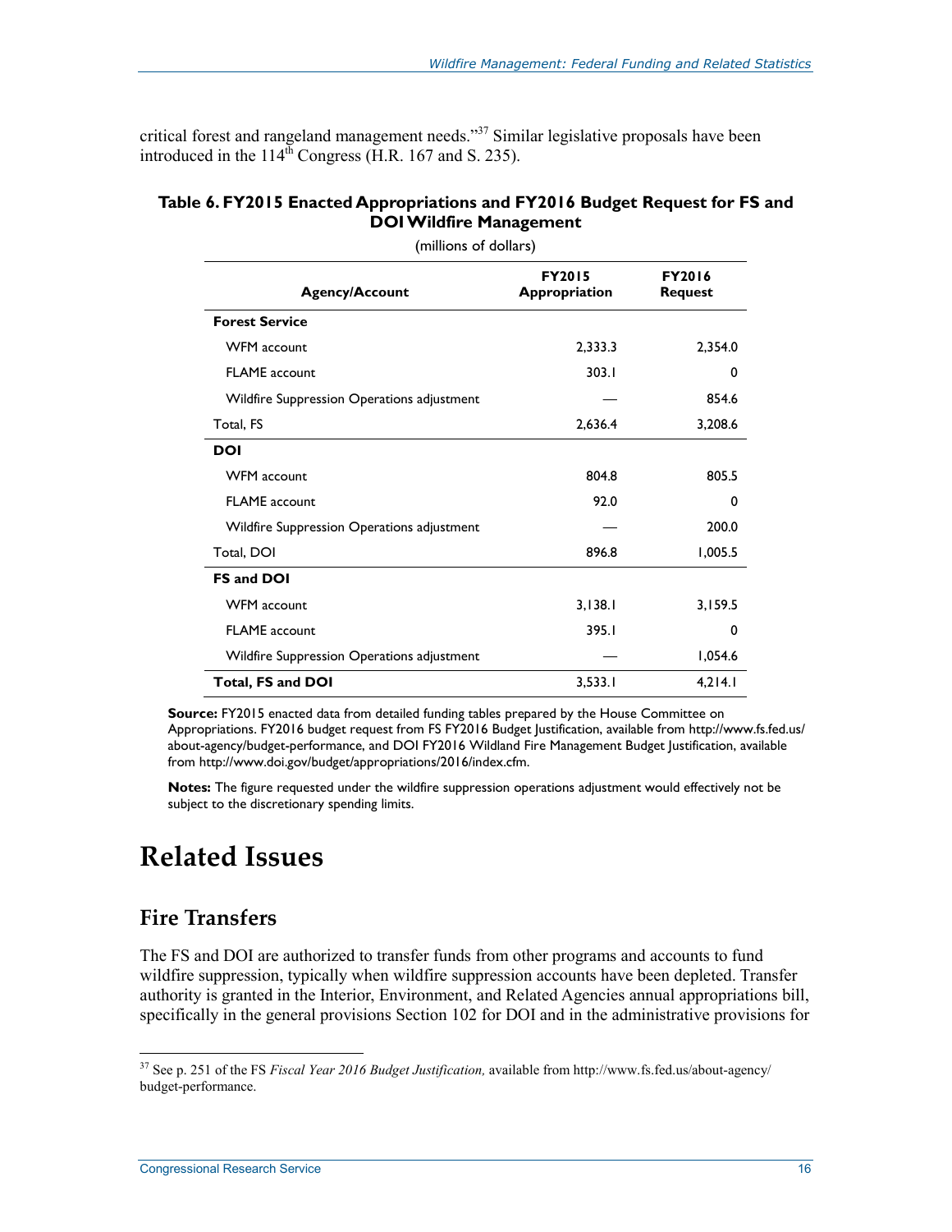critical forest and rangeland management needs."[37] Similar legislative proposals have been introduced in the 114th Congress (H.R. 167 and S. 235).

**Table 6. FY2015 Enacted Appropriations and FY2016 Budget Request for FS and DOI Wildfire Management**

(millions of dollars)

| Agency/Account | FY2015 Appropriation | FY2016 Request |
|---|---|---|
| **Forest Service** | | |
| WFM account | 2,333.3 | 2,354.0 |
| FLAME account | 303.1 | 0 |
| Wildfire Suppression Operations adjustment | — | 854.6 |
| Total, FS | 2,636.4 | 3,208.6 |
| **DOI** | | |
| WFM account | 804.8 | 805.5 |
| FLAME account | 92.0 | 0 |
| Wildfire Suppression Operations adjustment | — | 200.0 |
| Total, DOI | 896.8 | 1,005.5 |
| **FS and DOI** | | |
| WFM account | 3,138.1 | 3,159.5 |
| FLAME account | 395.1 | 0 |
| Wildfire Suppression Operations adjustment | — | 1,054.6 |
| **Total, FS and DOI** | 3,533.1 | 4,214.1 |

**Source:** FY2015 enacted data from detailed funding tables prepared by the House Committee on Appropriations. FY2016 budget request from FS FY2016 Budget Justification, available from http://www.fs.fed.us/about-agency/budget-performance, and DOI FY2016 Wildland Fire Management Budget Justification, available from http://www.doi.gov/budget/appropriations/2016/index.cfm.

**Notes:** The figure requested under the wildfire suppression operations adjustment would effectively not be subject to the discretionary spending limits.

# Related Issues

## Fire Transfers

The FS and DOI are authorized to transfer funds from other programs and accounts to fund wildfire suppression, typically when wildfire suppression accounts have been depleted. Transfer authority is granted in the Interior, Environment, and Related Agencies annual appropriations bill, specifically in the general provisions Section 102 for DOI and in the administrative provisions for

[37] See p. 251 of the FS *Fiscal Year 2016 Budget Justification,* available from http://www.fs.fed.us/about-agency/budget-performance.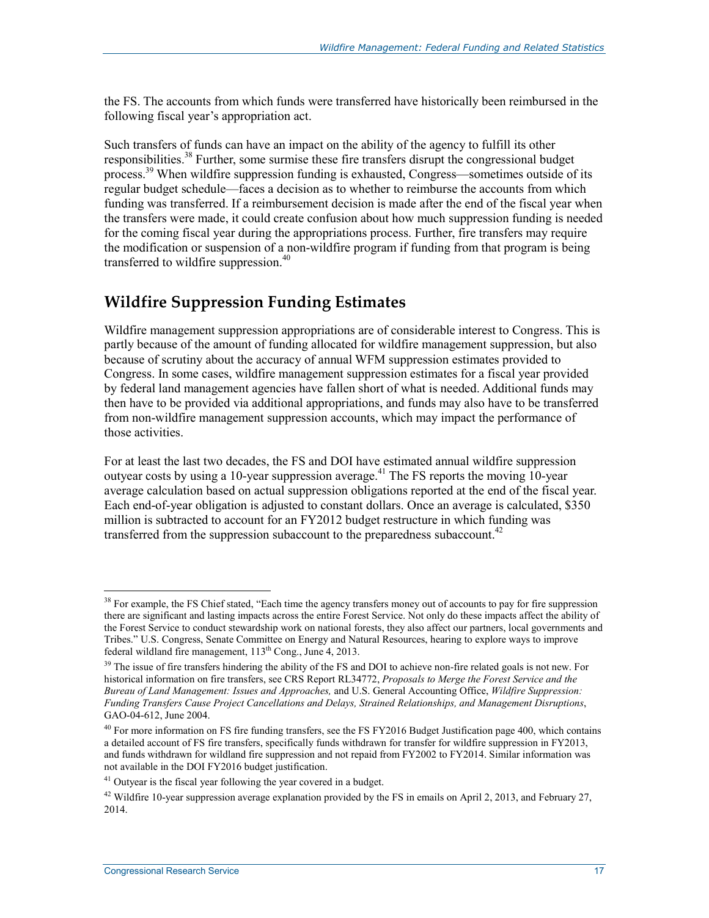the FS. The accounts from which funds were transferred have historically been reimbursed in the following fiscal year's appropriation act.

Such transfers of funds can have an impact on the ability of the agency to fulfill its other responsibilities.[38] Further, some surmise these fire transfers disrupt the congressional budget process.[39] When wildfire suppression funding is exhausted, Congress—sometimes outside of its regular budget schedule—faces a decision as to whether to reimburse the accounts from which funding was transferred. If a reimbursement decision is made after the end of the fiscal year when the transfers were made, it could create confusion about how much suppression funding is needed for the coming fiscal year during the appropriations process. Further, fire transfers may require the modification or suspension of a non-wildfire program if funding from that program is being transferred to wildfire suppression.[40]

## Wildfire Suppression Funding Estimates

Wildfire management suppression appropriations are of considerable interest to Congress. This is partly because of the amount of funding allocated for wildfire management suppression, but also because of scrutiny about the accuracy of annual WFM suppression estimates provided to Congress. In some cases, wildfire management suppression estimates for a fiscal year provided by federal land management agencies have fallen short of what is needed. Additional funds may then have to be provided via additional appropriations, and funds may also have to be transferred from non-wildfire management suppression accounts, which may impact the performance of those activities.

For at least the last two decades, the FS and DOI have estimated annual wildfire suppression outyear costs by using a 10-year suppression average.[41] The FS reports the moving 10-year average calculation based on actual suppression obligations reported at the end of the fiscal year. Each end-of-year obligation is adjusted to constant dollars. Once an average is calculated, $350 million is subtracted to account for an FY2012 budget restructure in which funding was transferred from the suppression subaccount to the preparedness subaccount.[42]

---

[38] For example, the FS Chief stated, "Each time the agency transfers money out of accounts to pay for fire suppression there are significant and lasting impacts across the entire Forest Service. Not only do these impacts affect the ability of the Forest Service to conduct stewardship work on national forests, they also affect our partners, local governments and Tribes." U.S. Congress, Senate Committee on Energy and Natural Resources, hearing to explore ways to improve federal wildland fire management, 113th Cong., June 4, 2013.

[39] The issue of fire transfers hindering the ability of the FS and DOI to achieve non-fire related goals is not new. For historical information on fire transfers, see CRS Report RL34772, *Proposals to Merge the Forest Service and the Bureau of Land Management: Issues and Approaches,* and U.S. General Accounting Office, *Wildfire Suppression: Funding Transfers Cause Project Cancellations and Delays, Strained Relationships, and Management Disruptions*, GAO-04-612, June 2004.

[40] For more information on FS fire funding transfers, see the FS FY2016 Budget Justification page 400, which contains a detailed account of FS fire transfers, specifically funds withdrawn for transfer for wildfire suppression in FY2013, and funds withdrawn for wildland fire suppression and not repaid from FY2002 to FY2014. Similar information was not available in the DOI FY2016 budget justification.

[41] Outyear is the fiscal year following the year covered in a budget.

[42] Wildfire 10-year suppression average explanation provided by the FS in emails on April 2, 2013, and February 27, 2014.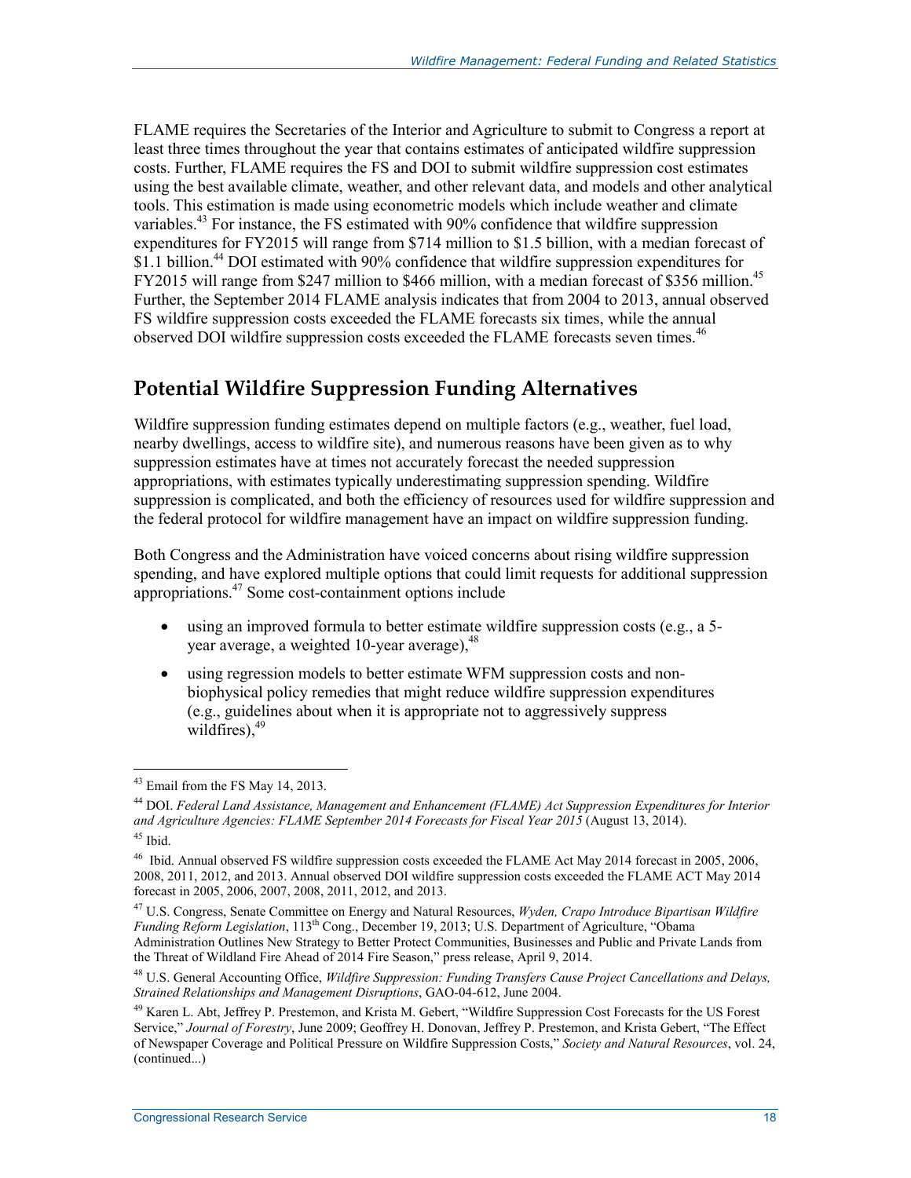FLAME requires the Secretaries of the Interior and Agriculture to submit to Congress a report at least three times throughout the year that contains estimates of anticipated wildfire suppression costs. Further, FLAME requires the FS and DOI to submit wildfire suppression cost estimates using the best available climate, weather, and other relevant data, and models and other analytical tools. This estimation is made using econometric models which include weather and climate variables.[43] For instance, the FS estimated with 90% confidence that wildfire suppression expenditures for FY2015 will range from $714 million to $1.5 billion, with a median forecast of $1.1 billion.[44] DOI estimated with 90% confidence that wildfire suppression expenditures for FY2015 will range from $247 million to $466 million, with a median forecast of $356 million.[45] Further, the September 2014 FLAME analysis indicates that from 2004 to 2013, annual observed FS wildfire suppression costs exceeded the FLAME forecasts six times, while the annual observed DOI wildfire suppression costs exceeded the FLAME forecasts seven times.[46]

## Potential Wildfire Suppression Funding Alternatives

Wildfire suppression funding estimates depend on multiple factors (e.g., weather, fuel load, nearby dwellings, access to wildfire site), and numerous reasons have been given as to why suppression estimates have at times not accurately forecast the needed suppression appropriations, with estimates typically underestimating suppression spending. Wildfire suppression is complicated, and both the efficiency of resources used for wildfire suppression and the federal protocol for wildfire management have an impact on wildfire suppression funding.

Both Congress and the Administration have voiced concerns about rising wildfire suppression spending, and have explored multiple options that could limit requests for additional suppression appropriations.[47] Some cost-containment options include

- using an improved formula to better estimate wildfire suppression costs (e.g., a 5-year average, a weighted 10-year average),[48]
- using regression models to better estimate WFM suppression costs and non-biophysical policy remedies that might reduce wildfire suppression expenditures (e.g., guidelines about when it is appropriate not to aggressively suppress wildfires),[49]

---

[43] Email from the FS May 14, 2013.

[44] DOI. *Federal Land Assistance, Management and Enhancement (FLAME) Act Suppression Expenditures for Interior and Agriculture Agencies: FLAME September 2014 Forecasts for Fiscal Year 2015* (August 13, 2014).

[45] Ibid.

[46] Ibid. Annual observed FS wildfire suppression costs exceeded the FLAME Act May 2014 forecast in 2005, 2006, 2008, 2011, 2012, and 2013. Annual observed DOI wildfire suppression costs exceeded the FLAME ACT May 2014 forecast in 2005, 2006, 2007, 2008, 2011, 2012, and 2013.

[47] U.S. Congress, Senate Committee on Energy and Natural Resources, *Wyden, Crapo Introduce Bipartisan Wildfire Funding Reform Legislation*, 113th Cong., December 19, 2013; U.S. Department of Agriculture, "Obama Administration Outlines New Strategy to Better Protect Communities, Businesses and Public and Private Lands from the Threat of Wildland Fire Ahead of 2014 Fire Season," press release, April 9, 2014.

[48] U.S. General Accounting Office, *Wildfire Suppression: Funding Transfers Cause Project Cancellations and Delays, Strained Relationships and Management Disruptions*, GAO-04-612, June 2004.

[49] Karen L. Abt, Jeffrey P. Prestemon, and Krista M. Gebert, "Wildfire Suppression Cost Forecasts for the US Forest Service," *Journal of Forestry*, June 2009; Geoffrey H. Donovan, Jeffrey P. Prestemon, and Krista Gebert, "The Effect of Newspaper Coverage and Political Pressure on Wildfire Suppression Costs," *Society and Natural Resources*, vol. 24, (continued...)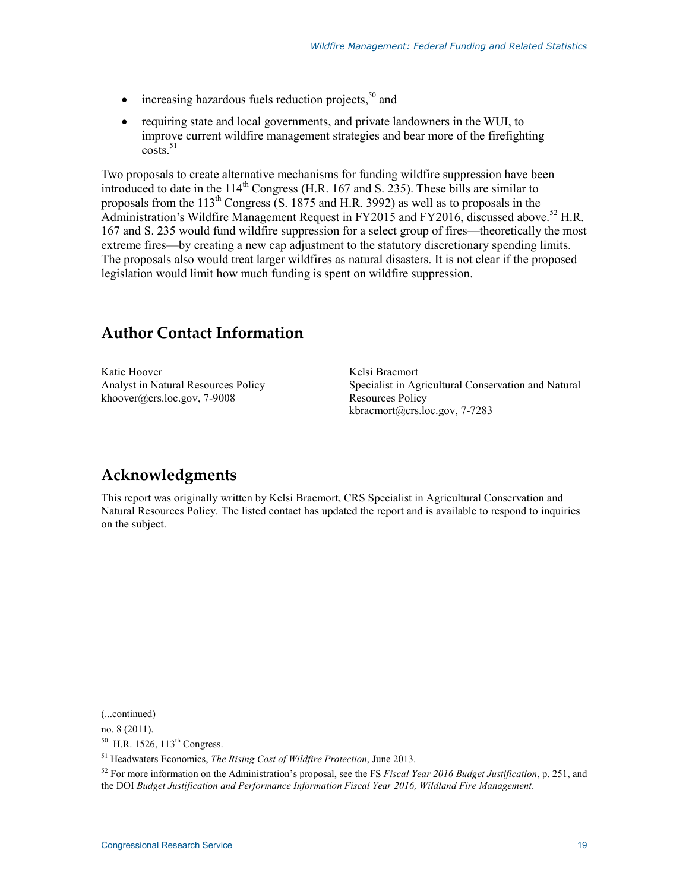- increasing hazardous fuels reduction projects,[50] and
- requiring state and local governments, and private landowners in the WUI, to improve current wildfire management strategies and bear more of the firefighting costs.[51]

Two proposals to create alternative mechanisms for funding wildfire suppression have been introduced to date in the 114th Congress (H.R. 167 and S. 235). These bills are similar to proposals from the 113th Congress (S. 1875 and H.R. 3992) as well as to proposals in the Administration's Wildfire Management Request in FY2015 and FY2016, discussed above.[52] H.R. 167 and S. 235 would fund wildfire suppression for a select group of fires—theoretically the most extreme fires—by creating a new cap adjustment to the statutory discretionary spending limits. The proposals also would treat larger wildfires as natural disasters. It is not clear if the proposed legislation would limit how much funding is spent on wildfire suppression.

## Author Contact Information

Katie Hoover
Analyst in Natural Resources Policy
khoover@crs.loc.gov, 7-9008

Kelsi Bracmort
Specialist in Agricultural Conservation and Natural Resources Policy
kbracmort@crs.loc.gov, 7-7283

## Acknowledgments

This report was originally written by Kelsi Bracmort, CRS Specialist in Agricultural Conservation and Natural Resources Policy. The listed contact has updated the report and is available to respond to inquiries on the subject.

---

(...continued)

no. 8 (2011).

[50] H.R. 1526, 113th Congress.

[51] Headwaters Economics, *The Rising Cost of Wildfire Protection*, June 2013.

[52] For more information on the Administration's proposal, see the FS *Fiscal Year 2016 Budget Justification*, p. 251, and the DOI *Budget Justification and Performance Information Fiscal Year 2016, Wildland Fire Management*.